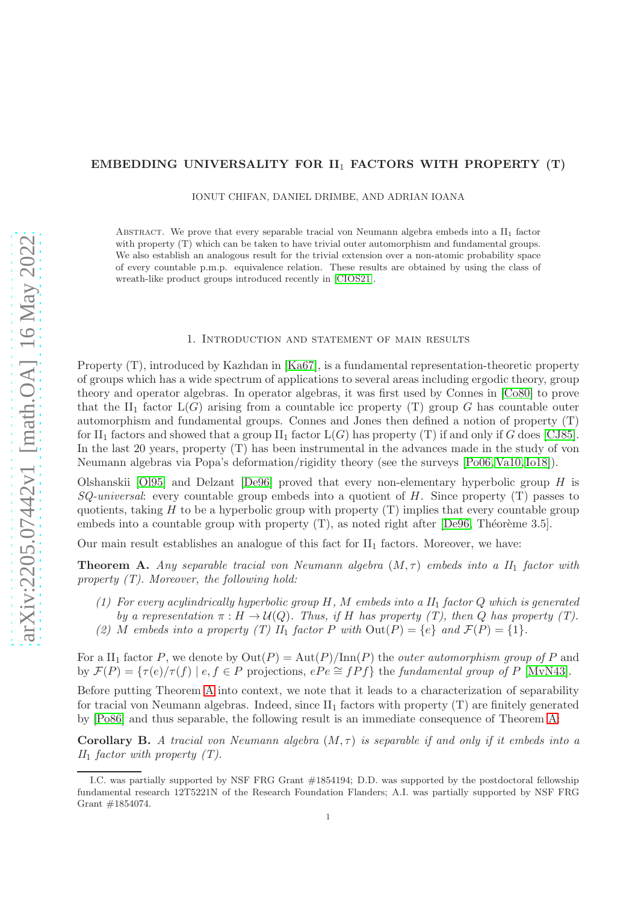# EMBEDDING UNIVERSALITY FOR II$_1$ FACTORS WITH PROPERTY (T)

IONUT CHIFAN, DANIEL DRIMBE, AND ADRIAN IOANA

Abstract. We prove that every separable tracial von Neumann algebra embeds into a II$_1$ factor with property (T) which can be taken to have trivial outer automorphism and fundamental groups. We also establish an analogous result for the trivial extension over a non-atomic probability space of every countable p.m.p. equivalence relation. These results are obtained by using the class of wreath-like product groups introduced recently in [CIOS21].

## 1. Introduction and statement of main results

Property (T), introduced by Kazhdan in [Ka67], is a fundamental representation-theoretic property of groups which has a wide spectrum of applications to several areas including ergodic theory, group theory and operator algebras. In operator algebras, it was first used by Connes in [Co80] to prove that the II$_1$ factor $\mathrm{L}(G)$ arising from a countable icc property (T) group $G$ has countable outer automorphism and fundamental groups. Connes and Jones then defined a notion of property (T) for II$_1$ factors and showed that a group II$_1$ factor $\mathrm{L}(G)$ has property (T) if and only if $G$ does [CJ85]. In the last 20 years, property (T) has been instrumental in the advances made in the study of von Neumann algebras via Popa's deformation/rigidity theory (see the surveys [Po06, Va10, Io18]).

Olshanskii [Ol95] and Delzant [De96] proved that every non-elementary hyperbolic group $H$ is *SQ-universal*: every countable group embeds into a quotient of $H$. Since property (T) passes to quotients, taking $H$ to be a hyperbolic group with property (T) implies that every countable group embeds into a countable group with property (T), as noted right after [De96, Théorème 3.5].

Our main result establishes an analogue of this fact for II$_1$ factors. Moreover, we have:

**Theorem A.** *Any separable tracial von Neumann algebra $(M, \tau)$ embeds into a II$_1$ factor with property (T). Moreover, the following hold:*

1. *For every acylindrically hyperbolic group $H$, $M$ embeds into a II$_1$ factor $Q$ which is generated by a representation $\pi : H \to \mathcal{U}(Q)$. Thus, if $H$ has property (T), then $Q$ has property (T).*
2. *$M$ embeds into a property (T) II$_1$ factor $P$ with $\mathrm{Out}(P) = \{e\}$ and $\mathcal{F}(P) = \{1\}$.*

For a II$_1$ factor $P$, we denote by $\mathrm{Out}(P) = \mathrm{Aut}(P)/\mathrm{Inn}(P)$ the *outer automorphism group of* $P$ and by $\mathcal{F}(P) = \{\tau(e)/\tau(f) \mid e, f \in P \text{ projections}, ePe \cong fPf\}$ the *fundamental group of* $P$ [MvN43].

Before putting Theorem A into context, we note that it leads to a characterization of separability for tracial von Neumann algebras. Indeed, since II$_1$ factors with property (T) are finitely generated by [Po86] and thus separable, the following result is an immediate consequence of Theorem A:

**Corollary B.** *A tracial von Neumann algebra $(M, \tau)$ is separable if and only if it embeds into a II$_1$ factor with property (T).*

I.C. was partially supported by NSF FRG Grant #1854194; D.D. was supported by the postdoctoral fellowship fundamental research 12T5221N of the Research Foundation Flanders; A.I. was partially supported by NSF FRG Grant #1854074.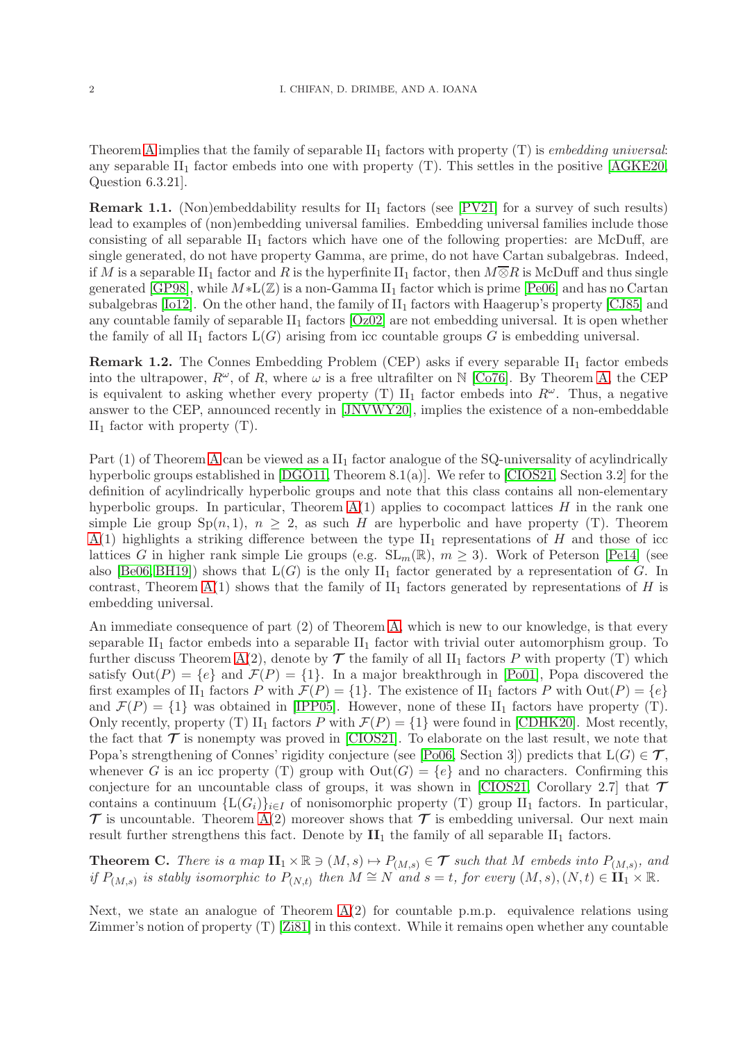Theorem A implies that the family of separable $\mathrm{II}_1$ factors with property (T) is *embedding universal*: any separable $\mathrm{II}_1$ factor embeds into one with property (T). This settles in the positive [AGKE20, Question 6.3.21].

**Remark 1.1.** (Non)embeddability results for $\mathrm{II}_1$ factors (see [PV21] for a survey of such results) lead to examples of (non)embedding universal families. Embedding universal families include those consisting of all separable $\mathrm{II}_1$ factors which have one of the following properties: are McDuff, are single generated, do not have property Gamma, are prime, do not have Cartan subalgebras. Indeed, if $M$ is a separable $\mathrm{II}_1$ factor and $R$ is the hyperfinite $\mathrm{II}_1$ factor, then $M\overline{\otimes}R$ is McDuff and thus single generated [GP98], while $M*\mathrm{L}(\mathbb{Z})$ is a non-Gamma $\mathrm{II}_1$ factor which is prime [Pe06] and has no Cartan subalgebras [Io12]. On the other hand, the family of $\mathrm{II}_1$ factors with Haagerup's property [CJ85] and any countable family of separable $\mathrm{II}_1$ factors [Oz02] are not embedding universal. It is open whether the family of all $\mathrm{II}_1$ factors $\mathrm{L}(G)$ arising from icc countable groups $G$ is embedding universal.

**Remark 1.2.** The Connes Embedding Problem (CEP) asks if every separable $\mathrm{II}_1$ factor embeds into the ultrapower, $R^\omega$, of $R$, where $\omega$ is a free ultrafilter on $\mathbb{N}$ [Co76]. By Theorem A, the CEP is equivalent to asking whether every property (T) $\mathrm{II}_1$ factor embeds into $R^\omega$. Thus, a negative answer to the CEP, announced recently in [JNVWY20], implies the existence of a non-embeddable $\mathrm{II}_1$ factor with property (T).

Part (1) of Theorem A can be viewed as a $\mathrm{II}_1$ factor analogue of the SQ-universality of acylindrically hyperbolic groups established in [DGO11, Theorem 8.1(a)]. We refer to [CIOS21, Section 3.2] for the definition of acylindrically hyperbolic groups and note that this class contains all non-elementary hyperbolic groups. In particular, Theorem A(1) applies to cocompact lattices $H$ in the rank one simple Lie group $\mathrm{Sp}(n,1)$, $n \geq 2$, as such $H$ are hyperbolic and have property (T). Theorem A(1) highlights a striking difference between the type $\mathrm{II}_1$ representations of $H$ and those of icc lattices $G$ in higher rank simple Lie groups (e.g. $\mathrm{SL}_m(\mathbb{R})$, $m \geq 3$). Work of Peterson [Pe14] (see also [Be06, BH19]) shows that $\mathrm{L}(G)$ is the only $\mathrm{II}_1$ factor generated by a representation of $G$. In contrast, Theorem A(1) shows that the family of $\mathrm{II}_1$ factors generated by representations of $H$ is embedding universal.

An immediate consequence of part (2) of Theorem A, which is new to our knowledge, is that every separable $\mathrm{II}_1$ factor embeds into a separable $\mathrm{II}_1$ factor with trivial outer automorphism group. To further discuss Theorem A(2), denote by $\boldsymbol{\mathcal{T}}$ the family of all $\mathrm{II}_1$ factors $P$ with property (T) which satisfy $\mathrm{Out}(P) = \{e\}$ and $\mathcal{F}(P) = \{1\}$. In a major breakthrough in [Po01], Popa discovered the first examples of $\mathrm{II}_1$ factors $P$ with $\mathcal{F}(P) = \{1\}$. The existence of $\mathrm{II}_1$ factors $P$ with $\mathrm{Out}(P) = \{e\}$ and $\mathcal{F}(P) = \{1\}$ was obtained in [IPP05]. However, none of these $\mathrm{II}_1$ factors have property (T). Only recently, property (T) $\mathrm{II}_1$ factors $P$ with $\mathcal{F}(P) = \{1\}$ were found in [CDHK20]. Most recently, the fact that $\boldsymbol{\mathcal{T}}$ is nonempty was proved in [CIOS21]. To elaborate on the last result, we note that Popa's strengthening of Connes' rigidity conjecture (see [Po06, Section 3]) predicts that $\mathrm{L}(G) \in \boldsymbol{\mathcal{T}}$, whenever $G$ is an icc property (T) group with $\mathrm{Out}(G) = \{e\}$ and no characters. Confirming this conjecture for an uncountable class of groups, it was shown in [CIOS21, Corollary 2.7] that $\boldsymbol{\mathcal{T}}$ contains a continuum $\{\mathrm{L}(G_i)\}_{i\in I}$ of nonisomorphic property (T) group $\mathrm{II}_1$ factors. In particular, $\boldsymbol{\mathcal{T}}$ is uncountable. Theorem A(2) moreover shows that $\boldsymbol{\mathcal{T}}$ is embedding universal. Our next main result further strengthens this fact. Denote by $\mathbf{II}_1$ the family of all separable $\mathrm{II}_1$ factors.

**Theorem C.** *There is a map $\mathbf{II}_1 \times \mathbb{R} \ni (M,s) \mapsto P_{(M,s)} \in \boldsymbol{\mathcal{T}}$ such that $M$ embeds into $P_{(M,s)}$, and if $P_{(M,s)}$ is stably isomorphic to $P_{(N,t)}$ then $M \cong N$ and $s = t$, for every $(M,s),(N,t) \in \mathbf{II}_1 \times \mathbb{R}$.*

Next, we state an analogue of Theorem A(2) for countable p.m.p. equivalence relations using Zimmer's notion of property (T) [Zi81] in this context. While it remains open whether any countable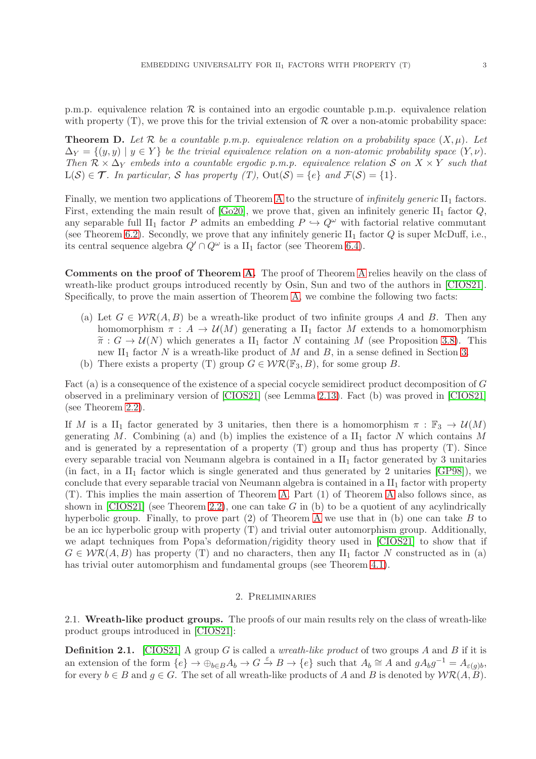p.m.p. equivalence relation $\mathcal{R}$ is contained into an ergodic countable p.m.p. equivalence relation with property (T), we prove this for the trivial extension of $\mathcal{R}$ over a non-atomic probability space:

**Theorem D.** *Let $\mathcal{R}$ be a countable p.m.p. equivalence relation on a probability space $(X, \mu)$. Let $\Delta_Y = \{(y, y) \mid y \in Y\}$ be the trivial equivalence relation on a non-atomic probability space $(Y, \nu)$. Then $\mathcal{R} \times \Delta_Y$ embeds into a countable ergodic p.m.p. equivalence relation $\mathcal{S}$ on $X \times Y$ such that $\mathrm{L}(\mathcal{S}) \in \boldsymbol{\mathcal{T}}$. In particular, $\mathcal{S}$ has property (T), $\mathrm{Out}(\mathcal{S}) = \{e\}$ and $\mathcal{F}(\mathcal{S}) = \{1\}$.*

Finally, we mention two applications of Theorem A to the structure of *infinitely generic* $\mathrm{II}_1$ factors. First, extending the main result of [Go20], we prove that, given an infinitely generic $\mathrm{II}_1$ factor $Q$, any separable full $\mathrm{II}_1$ factor $P$ admits an embedding $P \hookrightarrow Q^\omega$ with factorial relative commutant (see Theorem 6.2). Secondly, we prove that any infinitely generic $\mathrm{II}_1$ factor $Q$ is super McDuff, i.e., its central sequence algebra $Q' \cap Q^\omega$ is a $\mathrm{II}_1$ factor (see Theorem 6.4).

**Comments on the proof of Theorem A.** The proof of Theorem A relies heavily on the class of wreath-like product groups introduced recently by Osin, Sun and two of the authors in [CIOS21]. Specifically, to prove the main assertion of Theorem A, we combine the following two facts:

(a) Let $G \in \mathcal{WR}(A, B)$ be a wreath-like product of two infinite groups $A$ and $B$. Then any homomorphism $\pi : A \to \mathcal{U}(M)$ generating a $\mathrm{II}_1$ factor $M$ extends to a homomorphism $\widetilde{\pi} : G \to \mathcal{U}(N)$ which generates a $\mathrm{II}_1$ factor $N$ containing $M$ (see Proposition 3.8). This new $\mathrm{II}_1$ factor $N$ is a wreath-like product of $M$ and $B$, in a sense defined in Section 3.

(b) There exists a property (T) group $G \in \mathcal{WR}(\mathbb{F}_3, B)$, for some group $B$.

Fact (a) is a consequence of the existence of a special cocycle semidirect product decomposition of $G$ observed in a preliminary version of [CIOS21] (see Lemma 2.13). Fact (b) was proved in [CIOS21] (see Theorem 2.2).

If $M$ is a $\mathrm{II}_1$ factor generated by 3 unitaries, then there is a homomorphism $\pi : \mathbb{F}_3 \to \mathcal{U}(M)$ generating $M$. Combining (a) and (b) implies the existence of a $\mathrm{II}_1$ factor $N$ which contains $M$ and is generated by a representation of a property (T) group and thus has property (T). Since every separable tracial von Neumann algebra is contained in a $\mathrm{II}_1$ factor generated by 3 unitaries (in fact, in a $\mathrm{II}_1$ factor which is single generated and thus generated by 2 unitaries [GP98]), we conclude that every separable tracial von Neumann algebra is contained in a $\mathrm{II}_1$ factor with property (T). This implies the main assertion of Theorem A. Part (1) of Theorem A also follows since, as shown in [CIOS21] (see Theorem 2.2), one can take $G$ in (b) to be a quotient of any acylindrically hyperbolic group. Finally, to prove part (2) of Theorem A we use that in (b) one can take $B$ to be an icc hyperbolic group with property (T) and trivial outer automorphism group. Additionally, we adapt techniques from Popa's deformation/rigidity theory used in [CIOS21] to show that if $G \in \mathcal{WR}(A, B)$ has property (T) and no characters, then any $\mathrm{II}_1$ factor $N$ constructed as in (a) has trivial outer automorphism and fundamental groups (see Theorem 4.1).

## 2. Preliminaries

### 2.1. Wreath-like product groups.

The proofs of our main results rely on the class of wreath-like product groups introduced in [CIOS21]:

**Definition 2.1.** [CIOS21] A group $G$ is called a *wreath-like product* of two groups $A$ and $B$ if it is an extension of the form $\{e\} \to \oplus_{b \in B} A_b \to G \xrightarrow{\varepsilon} B \to \{e\}$ such that $A_b \cong A$ and $gA_bg^{-1} = A_{\varepsilon(g)b}$, for every $b \in B$ and $g \in G$. The set of all wreath-like products of $A$ and $B$ is denoted by $\mathcal{WR}(A, B)$.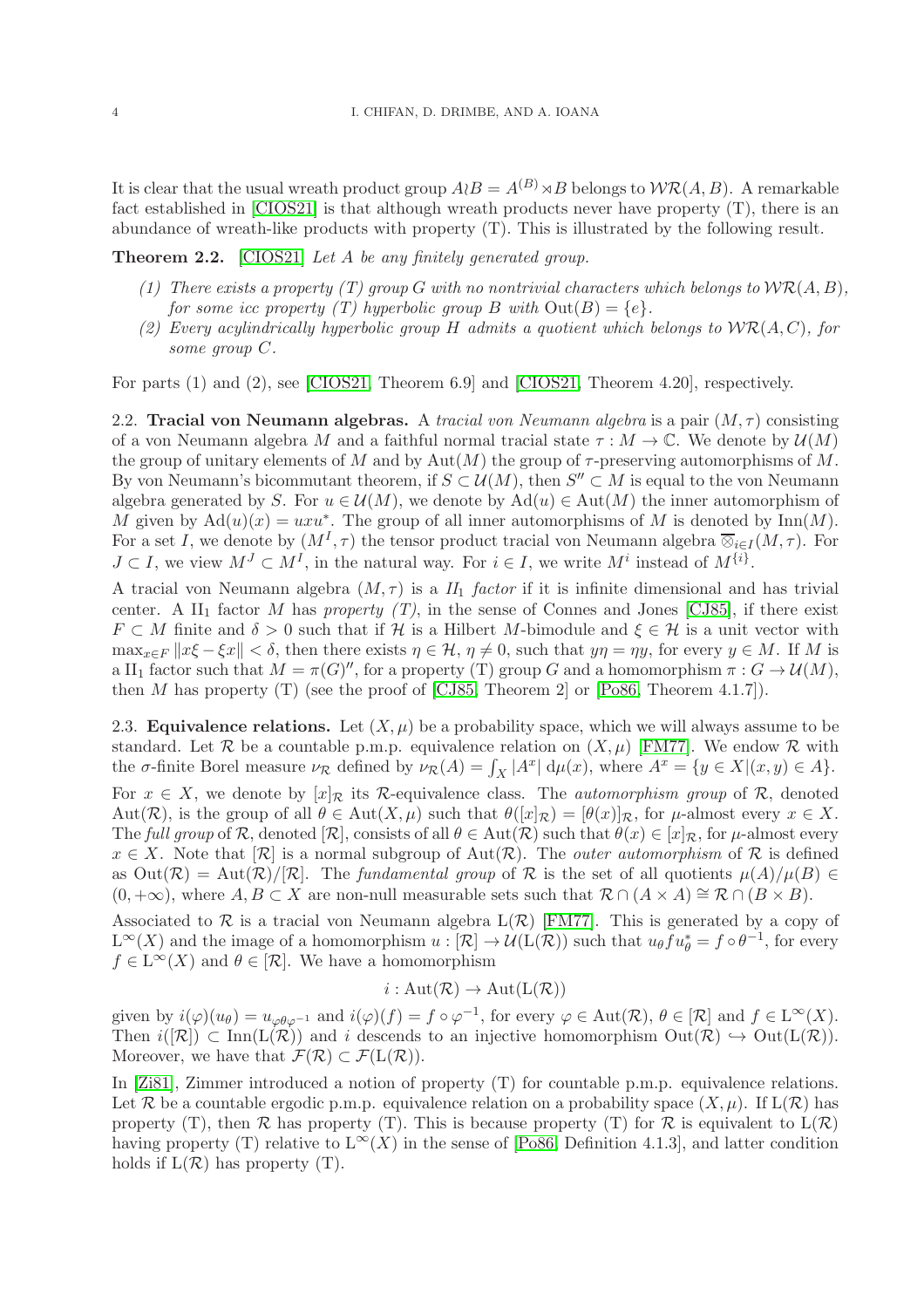It is clear that the usual wreath product group $A \wr B = A^{(B)} \rtimes B$ belongs to $\mathcal{WR}(A, B)$. A remarkable fact established in [CIOS21] is that although wreath products never have property (T), there is an abundance of wreath-like products with property (T). This is illustrated by the following result.

**Theorem 2.2.** [CIOS21] *Let $A$ be any finitely generated group.*

1. *There exists a property (T) group $G$ with no nontrivial characters which belongs to $\mathcal{WR}(A, B)$, for some icc property (T) hyperbolic group $B$ with $\text{Out}(B) = \{e\}$.*
2. *Every acylindrically hyperbolic group $H$ admits a quotient which belongs to $\mathcal{WR}(A, C)$, for some group $C$.*

For parts (1) and (2), see [CIOS21, Theorem 6.9] and [CIOS21, Theorem 4.20], respectively.

### 2.2. Tracial von Neumann algebras.

A *tracial von Neumann algebra* is a pair $(M, \tau)$ consisting of a von Neumann algebra $M$ and a faithful normal tracial state $\tau : M \to \mathbb{C}$. We denote by $\mathcal{U}(M)$ the group of unitary elements of $M$ and by $\text{Aut}(M)$ the group of $\tau$-preserving automorphisms of $M$. By von Neumann's bicommutant theorem, if $S \subset \mathcal{U}(M)$, then $S'' \subset M$ is equal to the von Neumann algebra generated by $S$. For $u \in \mathcal{U}(M)$, we denote by $\text{Ad}(u) \in \text{Aut}(M)$ the inner automorphism of $M$ given by $\text{Ad}(u)(x) = uxu^*$. The group of all inner automorphisms of $M$ is denoted by $\text{Inn}(M)$. For a set $I$, we denote by $(M^I, \tau)$ the tensor product tracial von Neumann algebra $\overline{\otimes}_{i\in I}(M, \tau)$. For $J \subset I$, we view $M^J \subset M^I$, in the natural way. For $i \in I$, we write $M^i$ instead of $M^{\{i\}}$.

A tracial von Neumann algebra $(M, \tau)$ is a *$II_1$ factor* if it is infinite dimensional and has trivial center. A $\text{II}_1$ factor $M$ has *property (T)*, in the sense of Connes and Jones [CJ85], if there exist $F \subset M$ finite and $\delta > 0$ such that if $\mathcal{H}$ is a Hilbert $M$-bimodule and $\xi \in \mathcal{H}$ is a unit vector with $\max_{x\in F} \|x\xi - \xi x\| < \delta$, then there exists $\eta \in \mathcal{H}$, $\eta \neq 0$, such that $y\eta = \eta y$, for every $y \in M$. If $M$ is a $\text{II}_1$ factor such that $M = \pi(G)''$, for a property (T) group $G$ and a homomorphism $\pi : G \to \mathcal{U}(M)$, then $M$ has property (T) (see the proof of [CJ85, Theorem 2] or [Po86, Theorem 4.1.7]).

### 2.3. Equivalence relations.

Let $(X, \mu)$ be a probability space, which we will always assume to be standard. Let $\mathcal{R}$ be a countable p.m.p. equivalence relation on $(X, \mu)$ [FM77]. We endow $\mathcal{R}$ with the $\sigma$-finite Borel measure $\nu_{\mathcal{R}}$ defined by $\nu_{\mathcal{R}}(A) = \int_X |A^x| \, \text{d}\mu(x)$, where $A^x = \{y \in X | (x, y) \in A\}$.

For $x \in X$, we denote by $[x]_{\mathcal{R}}$ its $\mathcal{R}$-equivalence class. The *automorphism group* of $\mathcal{R}$, denoted $\text{Aut}(\mathcal{R})$, is the group of all $\theta \in \text{Aut}(X, \mu)$ such that $\theta([x]_{\mathcal{R}}) = [\theta(x)]_{\mathcal{R}}$, for $\mu$-almost every $x \in X$. The *full group* of $\mathcal{R}$, denoted $[\mathcal{R}]$, consists of all $\theta \in \text{Aut}(\mathcal{R})$ such that $\theta(x) \in [x]_{\mathcal{R}}$, for $\mu$-almost every $x \in X$. Note that $[\mathcal{R}]$ is a normal subgroup of $\text{Aut}(\mathcal{R})$. The *outer automorphism* of $\mathcal{R}$ is defined as $\text{Out}(\mathcal{R}) = \text{Aut}(\mathcal{R})/[\mathcal{R}]$. The *fundamental group* of $\mathcal{R}$ is the set of all quotients $\mu(A)/\mu(B) \in (0, +\infty)$, where $A, B \subset X$ are non-null measurable sets such that $\mathcal{R} \cap (A \times A) \cong \mathcal{R} \cap (B \times B)$.

Associated to $\mathcal{R}$ is a tracial von Neumann algebra $\text{L}(\mathcal{R})$ [FM77]. This is generated by a copy of $\text{L}^\infty(X)$ and the image of a homomorphism $u : [\mathcal{R}] \to \mathcal{U}(\text{L}(\mathcal{R}))$ such that $u_\theta f u_\theta^* = f \circ \theta^{-1}$, for every $f \in \text{L}^\infty(X)$ and $\theta \in [\mathcal{R}]$. We have a homomorphism

$$i : \text{Aut}(\mathcal{R}) \to \text{Aut}(\text{L}(\mathcal{R}))$$

given by $i(\varphi)(u_\theta) = u_{\varphi\theta\varphi^{-1}}$ and $i(\varphi)(f) = f \circ \varphi^{-1}$, for every $\varphi \in \text{Aut}(\mathcal{R})$, $\theta \in [\mathcal{R}]$ and $f \in \text{L}^\infty(X)$. Then $i([\mathcal{R}]) \subset \text{Inn}(\text{L}(\mathcal{R}))$ and $i$ descends to an injective homomorphism $\text{Out}(\mathcal{R}) \hookrightarrow \text{Out}(\text{L}(\mathcal{R}))$. Moreover, we have that $\mathcal{F}(\mathcal{R}) \subset \mathcal{F}(\text{L}(\mathcal{R}))$.

In [Zi81], Zimmer introduced a notion of property (T) for countable p.m.p. equivalence relations. Let $\mathcal{R}$ be a countable ergodic p.m.p. equivalence relation on a probability space $(X, \mu)$. If $\text{L}(\mathcal{R})$ has property (T), then $\mathcal{R}$ has property (T). This is because property (T) for $\mathcal{R}$ is equivalent to $\text{L}(\mathcal{R})$ having property (T) relative to $\text{L}^\infty(X)$ in the sense of [Po86, Definition 4.1.3], and latter condition holds if $\text{L}(\mathcal{R})$ has property (T).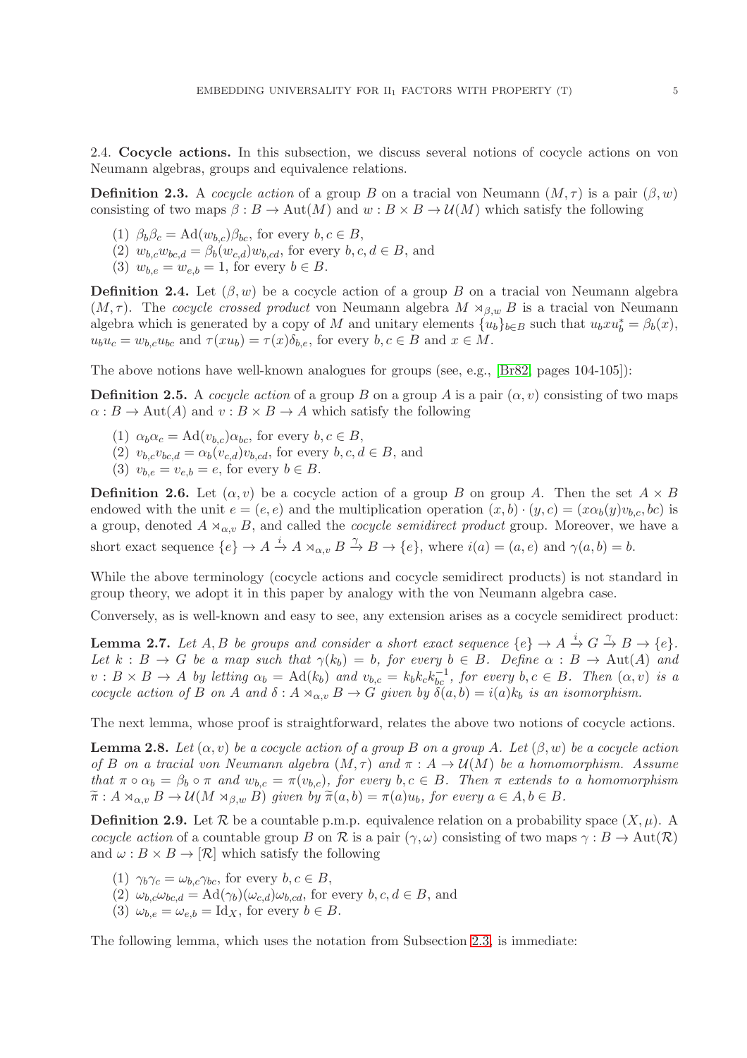2.4. **Cocycle actions.** In this subsection, we discuss several notions of cocycle actions on von Neumann algebras, groups and equivalence relations.

**Definition 2.3.** A *cocycle action* of a group $B$ on a tracial von Neumann $(M,\tau)$ is a pair $(\beta, w)$ consisting of two maps $\beta : B \to \mathrm{Aut}(M)$ and $w : B \times B \to \mathcal{U}(M)$ which satisfy the following

1. $\beta_b\beta_c = \mathrm{Ad}(w_{b,c})\beta_{bc}$, for every $b, c \in B$,
2. $w_{b,c}w_{bc,d} = \beta_b(w_{c,d})w_{b,cd}$, for every $b, c, d \in B$, and
3. $w_{b,e} = w_{e,b} = 1$, for every $b \in B$.

**Definition 2.4.** Let $(\beta, w)$ be a cocycle action of a group $B$ on a tracial von Neumann algebra $(M, \tau)$. The *cocycle crossed product* von Neumann algebra $M \rtimes_{\beta,w} B$ is a tracial von Neumann algebra which is generated by a copy of $M$ and unitary elements $\{u_b\}_{b\in B}$ such that $u_b x u_b^* = \beta_b(x)$, $u_b u_c = w_{b,c}u_{bc}$ and $\tau(xu_b) = \tau(x)\delta_{b,e}$, for every $b, c \in B$ and $x \in M$.

The above notions have well-known analogues for groups (see, e.g., [Br82, pages 104-105]):

**Definition 2.5.** A *cocycle action* of a group $B$ on a group $A$ is a pair $(\alpha, v)$ consisting of two maps $\alpha : B \to \mathrm{Aut}(A)$ and $v : B \times B \to A$ which satisfy the following

1. $\alpha_b\alpha_c = \mathrm{Ad}(v_{b,c})\alpha_{bc}$, for every $b, c \in B$,
2. $v_{b,c}v_{bc,d} = \alpha_b(v_{c,d})v_{b,cd}$, for every $b, c, d \in B$, and
3. $v_{b,e} = v_{e,b} = e$, for every $b \in B$.

**Definition 2.6.** Let $(\alpha, v)$ be a cocycle action of a group $B$ on group $A$. Then the set $A \times B$ endowed with the unit $e = (e, e)$ and the multiplication operation $(x, b) \cdot (y, c) = (x\alpha_b(y)v_{b,c}, bc)$ is a group, denoted $A \rtimes_{\alpha,v} B$, and called the *cocycle semidirect product* group. Moreover, we have a short exact sequence $\{e\} \to A \xrightarrow{i} A \rtimes_{\alpha,v} B \xrightarrow{\gamma} B \to \{e\}$, where $i(a) = (a, e)$ and $\gamma(a, b) = b$.

While the above terminology (cocycle actions and cocycle semidirect products) is not standard in group theory, we adopt it in this paper by analogy with the von Neumann algebra case.

Conversely, as is well-known and easy to see, any extension arises as a cocycle semidirect product:

**Lemma 2.7.** *Let $A, B$ be groups and consider a short exact sequence $\{e\} \to A \xrightarrow{i} G \xrightarrow{\gamma} B \to \{e\}$. Let $k : B \to G$ be a map such that $\gamma(k_b) = b$, for every $b \in B$. Define $\alpha : B \to \mathrm{Aut}(A)$ and $v : B \times B \to A$ by letting $\alpha_b = \mathrm{Ad}(k_b)$ and $v_{b,c} = k_b k_c k_{bc}^{-1}$, for every $b, c \in B$. Then $(\alpha, v)$ is a cocycle action of $B$ on $A$ and $\delta : A \rtimes_{\alpha,v} B \to G$ given by $\delta(a, b) = i(a)k_b$ is an isomorphism.*

The next lemma, whose proof is straightforward, relates the above two notions of cocycle actions.

**Lemma 2.8.** *Let $(\alpha, v)$ be a cocycle action of a group $B$ on a group $A$. Let $(\beta, w)$ be a cocycle action of $B$ on a tracial von Neumann algebra $(M, \tau)$ and $\pi : A \to \mathcal{U}(M)$ be a homomorphism. Assume that $\pi \circ \alpha_b = \beta_b \circ \pi$ and $w_{b,c} = \pi(v_{b,c})$, for every $b, c \in B$. Then $\pi$ extends to a homomorphism $\widetilde{\pi} : A \rtimes_{\alpha,v} B \to \mathcal{U}(M \rtimes_{\beta,w} B)$ given by $\widetilde{\pi}(a, b) = \pi(a)u_b$, for every $a \in A, b \in B$.*

**Definition 2.9.** Let $\mathcal{R}$ be a countable p.m.p. equivalence relation on a probability space $(X, \mu)$. A *cocycle action* of a countable group $B$ on $\mathcal{R}$ is a pair $(\gamma, \omega)$ consisting of two maps $\gamma : B \to \mathrm{Aut}(\mathcal{R})$ and $\omega : B \times B \to [\mathcal{R}]$ which satisfy the following

1. $\gamma_b\gamma_c = \omega_{b,c}\gamma_{bc}$, for every $b, c \in B$,
2. $\omega_{b,c}\omega_{bc,d} = \mathrm{Ad}(\gamma_b)(\omega_{c,d})\omega_{b,cd}$, for every $b, c, d \in B$, and
3. $\omega_{b,e} = \omega_{e,b} = \mathrm{Id}_X$, for every $b \in B$.

The following lemma, which uses the notation from Subsection 2.3, is immediate: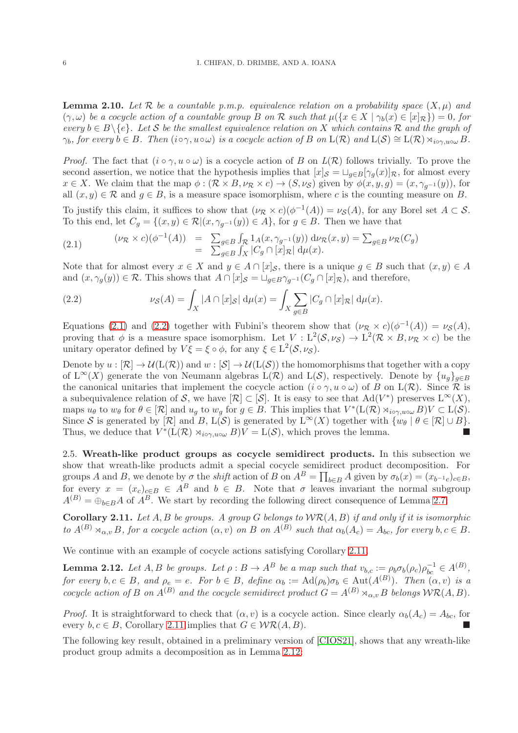**Lemma 2.10.** *Let $\mathcal{R}$ be a countable p.m.p. equivalence relation on a probability space $(X,\mu)$ and $(\gamma,\omega)$ be a cocycle action of a countable group $B$ on $\mathcal{R}$ such that $\mu(\{x\in X\mid \gamma_b(x)\in[x]_{\mathcal{R}}\})=0$, for every $b\in B\setminus\{e\}$. Let $\mathcal{S}$ be the smallest equivalence relation on $X$ which contains $\mathcal{R}$ and the graph of $\gamma_b$, for every $b\in B$. Then $(i\circ\gamma,u\circ\omega)$ is a cocycle action of $B$ on $\mathrm{L}(\mathcal{R})$ and $\mathrm{L}(\mathcal{S})\cong\mathrm{L}(\mathcal{R})\rtimes_{i\circ\gamma,u\circ\omega}B$.*

*Proof.* The fact that $(i\circ\gamma,u\circ\omega)$ is a cocycle action of $B$ on $L(\mathcal{R})$ follows trivially. To prove the second assertion, we notice that the hypothesis implies that $[x]_{\mathcal{S}}=\sqcup_{g\in B}[\gamma_g(x)]_{\mathcal{R}}$, for almost every $x\in X$. We claim that the map $\phi:(\mathcal{R}\times B,\nu_{\mathcal{R}}\times c)\to(S,\nu_{\mathcal{S}})$ given by $\phi(x,y,g)=(x,\gamma_{g^{-1}}(y))$, for all $(x,y)\in\mathcal{R}$ and $g\in B$, is a measure space isomorphism, where $c$ is the counting measure on $B$.

To justify this claim, it suffices to show that $(\nu_{\mathcal{R}}\times c)(\phi^{-1}(A))=\nu_{\mathcal{S}}(A)$, for any Borel set $A\subset\mathcal{S}$. To this end, let $C_g=\{(x,y)\in\mathcal{R}|(x,\gamma_{g^{-1}}(y))\in A\}$, for $g\in B$. Then we have that

$$
\begin{aligned}
(\nu_{\mathcal{R}}\times c)(\phi^{-1}(A)) &= \textstyle\sum_{g\in B}\int_{\mathcal{R}}1_A(x,\gamma_{g^{-1}}(y))\,\mathrm{d}\nu_{\mathcal{R}}(x,y)=\sum_{g\in B}\nu_{\mathcal{R}}(C_g)\\
&= \textstyle\sum_{g\in B}\int_X|C_g\cap[x]_{\mathcal{R}}|\,\mathrm{d}\mu(x).
\end{aligned}\tag{2.1}
$$

Note that for almost every $x\in X$ and $y\in A\cap[x]_{\mathcal{S}}$, there is a unique $g\in B$ such that $(x,y)\in A$ and $(x,\gamma_g(y))\in\mathcal{R}$. This shows that $A\cap[x]_{\mathcal{S}}=\sqcup_{g\in B}\gamma_{g^{-1}}(C_g\cap[x]_{\mathcal{R}})$, and therefore,

$$
\nu_{\mathcal{S}}(A)=\int_X|A\cap[x]_{\mathcal{S}}|\,\mathrm{d}\mu(x)=\int_X\sum_{g\in B}|C_g\cap[x]_{\mathcal{R}}|\,\mathrm{d}\mu(x).\tag{2.2}
$$

Equations (2.1) and (2.2) together with Fubini's theorem show that $(\nu_{\mathcal{R}}\times c)(\phi^{-1}(A))=\nu_{\mathcal{S}}(A)$, proving that $\phi$ is a measure space isomorphism. Let $V:\mathrm{L}^2(\mathcal{S},\nu_{\mathcal{S}})\to\mathrm{L}^2(\mathcal{R}\times B,\nu_{\mathcal{R}}\times c)$ be the unitary operator defined by $V\xi=\xi\circ\phi$, for any $\xi\in\mathrm{L}^2(\mathcal{S},\nu_{\mathcal{S}})$.

Denote by $u:[\mathcal{R}]\to\mathcal{U}(\mathrm{L}(\mathcal{R}))$ and $w:[\mathcal{S}]\to\mathcal{U}(\mathrm{L}(\mathcal{S}))$ the homomorphisms that together with a copy of $\mathrm{L}^\infty(X)$ generate the von Neumann algebras $\mathrm{L}(\mathcal{R})$ and $\mathrm{L}(\mathcal{S})$, respectively. Denote by $\{u_g\}_{g\in B}$ the canonical unitaries that implement the cocycle action $(i\circ\gamma,u\circ\omega)$ of $B$ on $\mathrm{L}(\mathcal{R})$. Since $\mathcal{R}$ is a subequivalence relation of $\mathcal{S}$, we have $[\mathcal{R}]\subset[\mathcal{S}]$. It is easy to see that $\mathrm{Ad}(V^*)$ preserves $\mathrm{L}^\infty(X)$, maps $u_\theta$ to $w_\theta$ for $\theta\in[\mathcal{R}]$ and $u_g$ to $w_g$ for $g\in B$. This implies that $V^*(\mathrm{L}(\mathcal{R})\rtimes_{i\circ\gamma,u\circ\omega}B)V\subset\mathrm{L}(\mathcal{S})$. Since $\mathcal{S}$ is generated by $[\mathcal{R}]$ and $B$, $\mathrm{L}(\mathcal{S})$ is generated by $\mathrm{L}^\infty(X)$ together with $\{w_\theta\mid\theta\in[\mathcal{R}]\cup B\}$. Thus, we deduce that $V^*(\mathrm{L}(\mathcal{R})\rtimes_{i\circ\gamma,u\circ\omega}B)V=\mathrm{L}(\mathcal{S})$, which proves the lemma. ∎

2.5. **Wreath-like product groups as cocycle semidirect products.** In this subsection we show that wreath-like products admit a special cocycle semidirect product decomposition. For groups $A$ and $B$, we denote by $\sigma$ the *shift* action of $B$ on $A^B=\prod_{b\in B}A$ given by $\sigma_b(x)=(x_{b^{-1}c})_{c\in B}$, for every $x=(x_c)_{c\in B}\in A^B$ and $b\in B$. Note that $\sigma$ leaves invariant the normal subgroup $A^{(B)}=\oplus_{b\in B}A$ of $A^B$. We start by recording the following direct consequence of Lemma 2.7.

**Corollary 2.11.** *Let $A,B$ be groups. A group $G$ belongs to $\mathcal{WR}(A,B)$ if and only if it is isomorphic to $A^{(B)}\rtimes_{\alpha,v}B$, for a cocycle action $(\alpha,v)$ on $B$ on $A^{(B)}$ such that $\alpha_b(A_c)=A_{bc}$, for every $b,c\in B$.*

We continue with an example of cocycle actions satisfying Corollary 2.11.

**Lemma 2.12.** *Let $A,B$ be groups. Let $\rho:B\to A^B$ be a map such that $v_{b,c}:=\rho_b\sigma_b(\rho_c)\rho_{bc}^{-1}\in A^{(B)}$, for every $b,c\in B$, and $\rho_e=e$. For $b\in B$, define $\alpha_b:=\mathrm{Ad}(\rho_b)\sigma_b\in\mathrm{Aut}(A^{(B)})$. Then $(\alpha,v)$ is a cocycle action of $B$ on $A^{(B)}$ and the cocycle semidirect product $G=A^{(B)}\rtimes_{\alpha,v}B$ belongs $\mathcal{WR}(A,B)$.*

*Proof.* It is straightforward to check that $(\alpha,v)$ is a cocycle action. Since clearly $\alpha_b(A_c)=A_{bc}$, for every $b,c\in B$, Corollary 2.11 implies that $G\in\mathcal{WR}(A,B)$. ∎

The following key result, obtained in a preliminary version of [CIOS21], shows that any wreath-like product group admits a decomposition as in Lemma 2.12: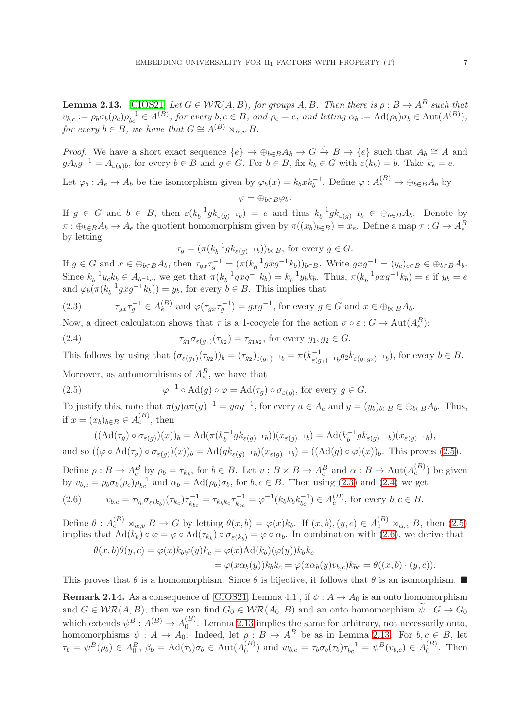**Lemma 2.13.** [CIOS21] *Let $G \in \mathcal{WR}(A, B)$, for groups $A, B$. Then there is $\rho : B \to A^B$ such that $v_{b,c} := \rho_b \sigma_b(\rho_c)\rho_{bc}^{-1} \in A^{(B)}$, for every $b, c \in B$, and $\rho_e = e$, and letting $\alpha_b := \mathrm{Ad}(\rho_b)\sigma_b \in \mathrm{Aut}(A^{(B)})$, for every $b \in B$, we have that $G \cong A^{(B)} \rtimes_{\alpha,v} B$.*

*Proof.* We have a short exact sequence $\{e\} \to \oplus_{b\in B} A_b \to G \xrightarrow{\varepsilon} B \to \{e\}$ such that $A_b \cong A$ and $gA_bg^{-1} = A_{\varepsilon(g)b}$, for every $b \in B$ and $g \in G$. For $b \in B$, fix $k_b \in G$ with $\varepsilon(k_b) = b$. Take $k_e = e$.

Let $\varphi_b : A_e \to A_b$ be the isomorphism given by $\varphi_b(x) = k_b x k_b^{-1}$. Define $\varphi : A_e^{(B)} \to \oplus_{b\in B} A_b$ by

$$\varphi = \oplus_{b\in B}\varphi_b.$$

If $g \in G$ and $b \in B$, then $\varepsilon(k_b^{-1} g k_{\varepsilon(g)^{-1}b}) = e$ and thus $k_b^{-1} g k_{\varepsilon(g)^{-1}b} \in \oplus_{b\in B} A_b$. Denote by $\pi : \oplus_{b\in B} A_b \to A_e$ the quotient homomorphism given by $\pi((x_b)_{b\in B}) = x_e$. Define a map $\tau : G \to A_e^B$ by letting

$$\tau_g = (\pi(k_b^{-1} g k_{\varepsilon(g)^{-1}b}))_{b\in B}, \text{ for every } g \in G.$$

If $g \in G$ and $x \in \oplus_{b\in B} A_b$, then $\tau_{gx}\tau_g^{-1} = (\pi(k_b^{-1} gxg^{-1} k_b))_{b\in B}$. Write $gxg^{-1} = (y_c)_{c\in B} \in \oplus_{b\in B} A_b$. Since $k_b^{-1} y_c k_b \in A_{b^{-1}c}$, we get that $\pi(k_b^{-1} gxg^{-1} k_b) = k_b^{-1} y_b k_b$. Thus, $\pi(k_b^{-1} gxg^{-1} k_b) = e$ if $y_b = e$ and $\varphi_b(\pi(k_b^{-1} gxg^{-1} k_b)) = y_b$, for every $b \in B$. This implies that

$$\tau_{gx}\tau_g^{-1} \in A_e^{(B)} \text{ and } \varphi(\tau_{gx}\tau_g^{-1}) = gxg^{-1}, \text{ for every } g \in G \text{ and } x \in \oplus_{b\in B} A_b. \tag{2.3}$$

Now, a direct calculation shows that $\tau$ is a 1-cocycle for the action $\sigma \circ \varepsilon : G \to \mathrm{Aut}(A_e^B)$:

$$\tau_{g_1}\sigma_{\varepsilon(g_1)}(\tau_{g_2}) = \tau_{g_1 g_2}, \text{ for every } g_1, g_2 \in G. \tag{2.4}$$

This follows by using that $(\sigma_{\varepsilon(g_1)}(\tau_{g_2}))_b = (\tau_{g_2})_{\varepsilon(g_1)^{-1}b} = \pi(k^{-1}_{\varepsilon(g_1)^{-1}b} g_2 k_{\varepsilon(g_1 g_2)^{-1}b})$, for every $b \in B$.

Moreover, as automorphisms of $A_e^B$, we have that

$$\varphi^{-1} \circ \mathrm{Ad}(g) \circ \varphi = \mathrm{Ad}(\tau_g) \circ \sigma_{\varepsilon(g)}, \text{ for every } g \in G. \tag{2.5}$$

To justify this, note that $\pi(y) a \pi(y)^{-1} = yay^{-1}$, for every $a \in A_e$ and $y = (y_b)_{b\in B} \in \oplus_{b\in B} A_b$. Thus, if $x = (x_b)_{b\in B} \in A_e^{(B)}$, then

$$((\mathrm{Ad}(\tau_g) \circ \sigma_{\varepsilon(g)})(x))_b = \mathrm{Ad}(\pi(k_b^{-1} g k_{\varepsilon(g)^{-1}b}))(x_{\varepsilon(g)^{-1}b}) = \mathrm{Ad}(k_b^{-1} g k_{\varepsilon(g)^{-1}b})(x_{\varepsilon(g)^{-1}b}),$$

and so $((\varphi \circ \mathrm{Ad}(\tau_g) \circ \sigma_{\varepsilon(g)})(x))_b = \mathrm{Ad}(g k_{\varepsilon(g)^{-1}b})(x_{\varepsilon(g)^{-1}b}) = ((\mathrm{Ad}(g) \circ \varphi)(x))_b$. This proves (2.5).

Define $\rho : B \to A_e^B$ by $\rho_b = \tau_{k_b}$, for $b \in B$. Let $v : B \times B \to A_e^B$ and $\alpha : B \to \mathrm{Aut}(A_e^{(B)})$ be given by $v_{b,c} = \rho_b \sigma_b(\rho_c)\rho_{bc}^{-1}$ and $\alpha_b = \mathrm{Ad}(\rho_b)\sigma_b$, for $b, c \in B$. Then using (2.3) and (2.4) we get

$$v_{b,c} = \tau_{k_b}\sigma_{\varepsilon(k_b)}(\tau_{k_c})\tau_{k_{bc}}^{-1} = \tau_{k_b k_c}\tau_{k_{bc}}^{-1} = \varphi^{-1}(k_b k_b k_{bc}^{-1}) \in A_e^{(B)}, \text{ for every } b, c \in B. \tag{2.6}$$

Define $\theta : A_e^{(B)} \rtimes_{\alpha,v} B \to G$ by letting $\theta(x, b) = \varphi(x)k_b$. If $(x, b), (y, c) \in A_e^{(B)} \rtimes_{\alpha,v} B$, then (2.5) implies that $\mathrm{Ad}(k_b) \circ \varphi = \varphi \circ \mathrm{Ad}(\tau_{k_b}) \circ \sigma_{\varepsilon(k_b)} = \varphi \circ \alpha_b$. In combination with (2.6), we derive that

$$\begin{aligned}
\theta(x, b)\theta(y, c) = \varphi(x)k_b\varphi(y)k_c &= \varphi(x)\mathrm{Ad}(k_b)(\varphi(y))k_b k_c \\
&= \varphi(x\alpha_b(y))k_b k_c = \varphi(x\alpha_b(y)v_{b,c})k_{bc} = \theta((x, b)\cdot(y, c)).
\end{aligned}$$

This proves that $\theta$ is a homomorphism. Since $\theta$ is bijective, it follows that $\theta$ is an isomorphism. ■

**Remark 2.14.** As a consequence of [CIOS21, Lemma 4.1], if $\psi : A \to A_0$ is an onto homomorphism and $G \in \mathcal{WR}(A, B)$, then we can find $G_0 \in \mathcal{WR}(A_0, B)$ and an onto homomorphism $\widetilde{\psi} : G \to G_0$ which extends $\psi^B : A^{(B)} \to A_0^{(B)}$. Lemma 2.13 implies the same for arbitrary, not necessarily onto, homomorphisms $\psi : A \to A_0$. Indeed, let $\rho : B \to A^B$ be as in Lemma 2.13. For $b, c \in B$, let $\tau_b = \psi^B(\rho_b) \in A_0^B$, $\beta_b = \mathrm{Ad}(\tau_b)\sigma_b \in \mathrm{Aut}(A_0^{(B)})$ and $w_{b,c} = \tau_b\sigma_b(\tau_b)\tau_{bc}^{-1} = \psi^B(v_{b,c}) \in A_0^{(B)}$. Then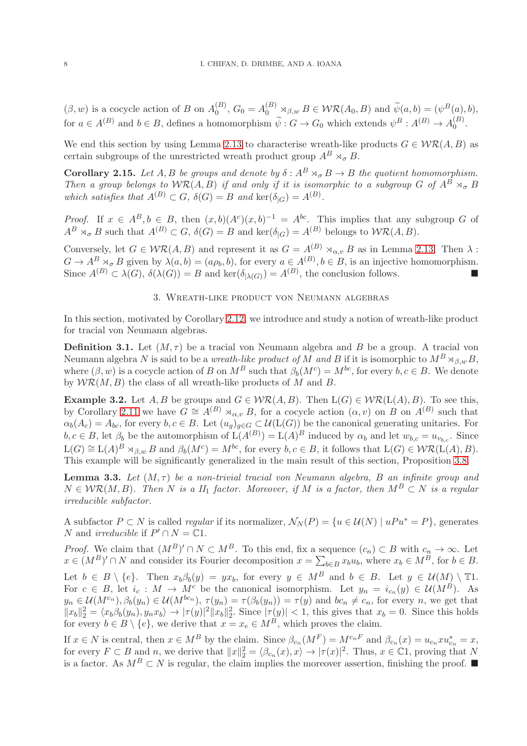$(\beta, w)$ is a cocycle action of $B$ on $A_0^{(B)}$, $G_0 = A_0^{(B)} \rtimes_{\beta,w} B \in \mathcal{WR}(A_0, B)$ and $\widetilde{\psi}(a,b) = (\psi^B(a), b)$, for $a \in A^{(B)}$ and $b \in B$, defines a homomorphism $\widetilde{\psi} : G \to G_0$ which extends $\psi^B : A^{(B)} \to A_0^{(B)}$.

We end this section by using Lemma 2.13 to characterise wreath-like products $G \in \mathcal{WR}(A, B)$ as certain subgroups of the unrestricted wreath product group $A^B \rtimes_\sigma B$.

**Corollary 2.15.** *Let $A, B$ be groups and denote by $\delta : A^B \rtimes_\sigma B \to B$ the quotient homomorphism. Then a group belongs to $\mathcal{WR}(A, B)$ if and only if it is isomorphic to a subgroup $G$ of $A^B \rtimes_\sigma B$ which satisfies that $A^{(B)} \subset G$, $\delta(G) = B$ and $\ker(\delta_{|G}) = A^{(B)}$.*

*Proof.* If $x \in A^B, b \in B$, then $(x, b)(A^c)(x, b)^{-1} = A^{bc}$. This implies that any subgroup $G$ of $A^B \rtimes_\sigma B$ such that $A^{(B)} \subset G$, $\delta(G) = B$ and $\ker(\delta_{|G}) = A^{(B)}$ belongs to $\mathcal{WR}(A, B)$.

Conversely, let $G \in \mathcal{WR}(A, B)$ and represent it as $G = A^{(B)} \rtimes_{\alpha,v} B$ as in Lemma 2.13. Then $\lambda : G \to A^B \rtimes_\sigma B$ given by $\lambda(a, b) = (a\rho_b, b)$, for every $a \in A^{(B)}, b \in B$, is an injective homomorphism. Since $A^{(B)} \subset \lambda(G)$, $\delta(\lambda(G)) = B$ and $\ker(\delta_{|\lambda(G)}) = A^{(B)}$, the conclusion follows. ∎

## 3. Wreath-like product von Neumann algebras

In this section, motivated by Corollary 2.12, we introduce and study a notion of wreath-like product for tracial von Neumann algebras.

**Definition 3.1.** Let $(M, \tau)$ be a tracial von Neumann algebra and $B$ be a group. A tracial von Neumann algebra $N$ is said to be a *wreath-like product of $M$ and $B$* if it is isomorphic to $M^B \rtimes_{\beta,w} B$, where $(\beta, w)$ is a cocycle action of $B$ on $M^B$ such that $\beta_b(M^c) = M^{bc}$, for every $b, c \in B$. We denote by $\mathcal{WR}(M, B)$ the class of all wreath-like products of $M$ and $B$.

**Example 3.2.** Let $A, B$ be groups and $G \in \mathcal{WR}(A, B)$. Then $\mathrm{L}(G) \in \mathcal{WR}(\mathrm{L}(A), B)$. To see this, by Corollary 2.11 we have $G \cong A^{(B)} \rtimes_{\alpha,v} B$, for a cocycle action $(\alpha, v)$ on $B$ on $A^{(B)}$ such that $\alpha_b(A_c) = A_{bc}$, for every $b, c \in B$. Let $(u_g)_{g \in G} \subset \mathcal{U}(\mathrm{L}(G))$ be the canonical generating unitaries. For $b, c \in B$, let $\beta_b$ be the automorphism of $\mathrm{L}(A^{(B)}) = \mathrm{L}(A)^B$ induced by $\alpha_b$ and let $w_{b,c} = u_{v_{b,c}}$. Since $\mathrm{L}(G) \cong \mathrm{L}(A)^B \rtimes_{\beta,w} B$ and $\beta_b(M^c) = M^{bc}$, for every $b, c \in B$, it follows that $\mathrm{L}(G) \in \mathcal{WR}(\mathrm{L}(A), B)$. This example will be significantly generalized in the main result of this section, Proposition 3.8.

**Lemma 3.3.** *Let $(M, \tau)$ be a non-trivial tracial von Neumann algebra, $B$ an infinite group and $N \in \mathcal{WR}(M, B)$. Then $N$ is a II$_1$ factor. Moreover, if $M$ is a factor, then $M^B \subset N$ is a regular irreducible subfactor.*

A subfactor $P \subset N$ is called *regular* if its normalizer, $\mathcal{N}_N(P) = \{u \in \mathcal{U}(N) \mid uPu^* = P\}$, generates $N$ and *irreducible* if $P' \cap N = \mathbb{C}1$.

*Proof.* We claim that $(M^B)' \cap N \subset M^B$. To this end, fix a sequence $(c_n) \subset B$ with $c_n \to \infty$. Let $x \in (M^B)' \cap N$ and consider its Fourier decomposition $x = \sum_{b \in B} x_b u_b$, where $x_b \in M^B$, for $b \in B$.

Let $b \in B \setminus \{e\}$. Then $x_b \beta_b(y) = y x_b$, for every $y \in M^B$ and $b \in B$. Let $y \in \mathcal{U}(M) \setminus \mathbb{T}1$. For $c \in B$, let $i_c : M \to M^c$ be the canonical isomorphism. Let $y_n = i_{c_n}(y) \in \mathcal{U}(M^B)$. As $y_n \in \mathcal{U}(M^{c_n}), \beta_b(y_n) \in \mathcal{U}(M^{bc_n})$, $\tau(y_n) = \tau(\beta_b(y_n)) = \tau(y)$ and $bc_n \neq c_n$, for every $n$, we get that $\|x_b\|_2^2 = \langle x_b \beta_b(y_n), y_n x_b \rangle \to |\tau(y)|^2 \|x_b\|_2^2$. Since $|\tau(y)| < 1$, this gives that $x_b = 0$. Since this holds for every $b \in B \setminus \{e\}$, we derive that $x = x_e \in M^B$, which proves the claim.

If $x \in N$ is central, then $x \in M^B$ by the claim. Since $\beta_{c_n}(M^F) = M^{c_n F}$ and $\beta_{c_n}(x) = u_{c_n} x u_{c_n}^* = x$, for every $F \subset B$ and $n$, we derive that $\|x\|_2^2 = \langle \beta_{c_n}(x), x \rangle \to |\tau(x)|^2$. Thus, $x \in \mathbb{C}1$, proving that $N$ is a factor. As $M^B \subset N$ is regular, the claim implies the moreover assertion, finishing the proof. ∎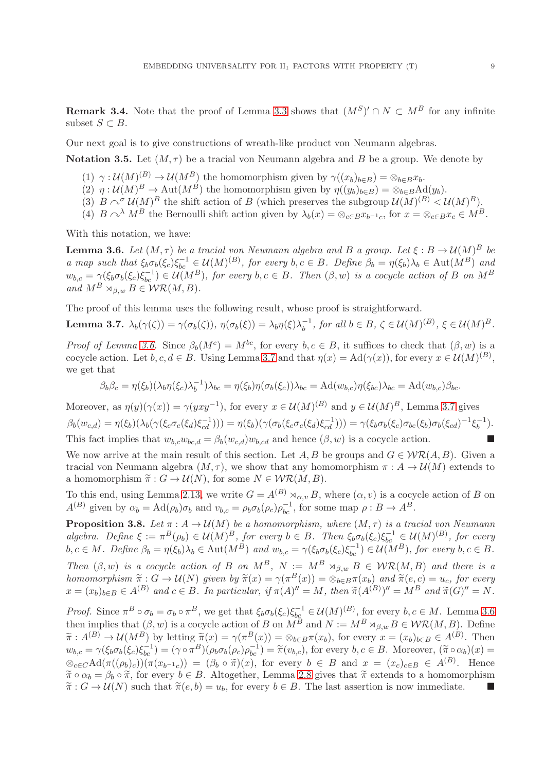**Remark 3.4.** Note that the proof of Lemma 3.3 shows that $(M^S)' \cap N \subset M^B$ for any infinite subset $S \subset B$.

Our next goal is to give constructions of wreath-like product von Neumann algebras.

**Notation 3.5.** Let $(M, \tau)$ be a tracial von Neumann algebra and $B$ be a group. We denote by

1. $\gamma : \mathcal{U}(M)^{(B)} \to \mathcal{U}(M^B)$ the homomorphism given by $\gamma((x_b)_{b \in B}) = \otimes_{b \in B} x_b$.
2. $\eta : \mathcal{U}(M)^B \to \mathrm{Aut}(M^B)$ the homomorphism given by $\eta((y_b)_{b \in B}) = \otimes_{b \in B} \mathrm{Ad}(y_b)$.
3. $B \curvearrowright^{\sigma} \mathcal{U}(M)^B$ the shift action of $B$ (which preserves the subgroup $\mathcal{U}(M)^{(B)} < \mathcal{U}(M)^B$).
4. $B \curvearrowright^{\lambda} M^B$ the Bernoulli shift action given by $\lambda_b(x) = \otimes_{c \in B} x_{b^{-1}c}$, for $x = \otimes_{c \in B} x_c \in M^B$.

With this notation, we have:

**Lemma 3.6.** *Let $(M, \tau)$ be a tracial von Neumann algebra and $B$ a group. Let $\xi : B \to \mathcal{U}(M)^B$ be a map such that $\xi_b \sigma_b(\xi_c) \xi_{bc}^{-1} \in \mathcal{U}(M)^{(B)}$, for every $b, c \in B$. Define $\beta_b = \eta(\xi_b)\lambda_b \in \mathrm{Aut}(M^B)$ and $w_{b,c} = \gamma(\xi_b \sigma_b(\xi_c)\xi_{bc}^{-1}) \in \mathcal{U}(M^B)$, for every $b, c \in B$. Then $(\beta, w)$ is a cocycle action of $B$ on $M^B$ and $M^B \rtimes_{\beta,w} B \in \mathcal{WR}(M, B)$.*

The proof of this lemma uses the following result, whose proof is straightforward.

**Lemma 3.7.** $\lambda_b(\gamma(\zeta)) = \gamma(\sigma_b(\zeta))$, $\eta(\sigma_b(\xi)) = \lambda_b \eta(\xi) \lambda_b^{-1}$, *for all $b \in B$, $\zeta \in \mathcal{U}(M)^{(B)}$, $\xi \in \mathcal{U}(M)^B$.*

*Proof of Lemma 3.6.* Since $\beta_b(M^c) = M^{bc}$, for every $b, c \in B$, it suffices to check that $(\beta, w)$ is a cocycle action. Let $b, c, d \in B$. Using Lemma 3.7 and that $\eta(x) = \mathrm{Ad}(\gamma(x))$, for every $x \in \mathcal{U}(M)^{(B)}$, we get that

$$\beta_b \beta_c = \eta(\xi_b)(\lambda_b \eta(\xi_c)\lambda_b^{-1})\lambda_{bc} = \eta(\xi_b)\eta(\sigma_b(\xi_c))\lambda_{bc} = \mathrm{Ad}(w_{b,c})\eta(\xi_{bc})\lambda_{bc} = \mathrm{Ad}(w_{b,c})\beta_{bc}.$$

Moreover, as $\eta(y)(\gamma(x)) = \gamma(yxy^{-1})$, for every $x \in \mathcal{U}(M)^{(B)}$ and $y \in \mathcal{U}(M)^B$, Lemma 3.7 gives

$$\beta_b(w_{c,d}) = \eta(\xi_b)(\lambda_b(\gamma(\xi_c\sigma_c(\xi_d)\xi_{cd}^{-1}))) = \eta(\xi_b)(\gamma(\sigma_b(\xi_c\sigma_c(\xi_d)\xi_{cd}^{-1}))) = \gamma(\xi_b\sigma_b(\xi_c)\sigma_{bc}(\xi_b)\sigma_b(\xi_{cd})^{-1}\xi_b^{-1}).$$

This fact implies that $w_{b,c}w_{bc,d} = \beta_b(w_{c,d})w_{b,cd}$ and hence $(\beta, w)$ is a cocycle action. ■

We now arrive at the main result of this section. Let $A, B$ be groups and $G \in \mathcal{WR}(A, B)$. Given a tracial von Neumann algebra $(M, \tau)$, we show that any homomorphism $\pi : A \to \mathcal{U}(M)$ extends to a homomorphism $\widetilde{\pi} : G \to \mathcal{U}(N)$, for some $N \in \mathcal{WR}(M, B)$.

To this end, using Lemma 2.13, we write $G = A^{(B)} \rtimes_{\alpha,v} B$, where $(\alpha, v)$ is a cocycle action of $B$ on $A^{(B)}$ given by $\alpha_b = \mathrm{Ad}(\rho_b)\sigma_b$ and $v_{b,c} = \rho_b\sigma_b(\rho_c)\rho_{bc}^{-1}$, for some map $\rho : B \to A^B$.

**Proposition 3.8.** *Let $\pi : A \to \mathcal{U}(M)$ be a homomorphism, where $(M, \tau)$ is a tracial von Neumann algebra. Define $\xi := \pi^B(\rho_b) \in \mathcal{U}(M)^B$, for every $b \in B$. Then $\xi_b\sigma_b(\xi_c)\xi_{bc}^{-1} \in \mathcal{U}(M)^{(B)}$, for every $b, c \in M$. Define $\beta_b = \eta(\xi_b)\lambda_b \in \mathrm{Aut}(M^B)$ and $w_{b,c} = \gamma(\xi_b\sigma_b(\xi_c)\xi_{bc}^{-1}) \in \mathcal{U}(M^B)$, for every $b, c \in B$. Then $(\beta, w)$ is a cocycle action of $B$ on $M^B$, $N := M^B \rtimes_{\beta,w} B \in \mathcal{WR}(M, B)$ and there is a homomorphism $\widetilde{\pi} : G \to \mathcal{U}(N)$ given by $\widetilde{\pi}(x) = \gamma(\pi^B(x)) = \otimes_{b \in B}\pi(x_b)$ and $\widetilde{\pi}(e, c) = u_c$, for every $x = (x_b)_{b \in B} \in A^{(B)}$ and $c \in B$. In particular, if $\pi(A)'' = M$, then $\widetilde{\pi}(A^{(B)})'' = M^B$ and $\widetilde{\pi}(G)'' = N$.*

*Proof.* Since $\pi^B \circ \sigma_b = \sigma_b \circ \pi^B$, we get that $\xi_b\sigma_b(\xi_c)\xi_{bc}^{-1} \in \mathcal{U}(M)^{(B)}$, for every $b, c \in M$. Lemma 3.6 then implies that $(\beta, w)$ is a cocycle action of $B$ on $M^B$ and $N := M^B \rtimes_{\beta,w} B \in \mathcal{WR}(M, B)$. Define $\widetilde{\pi} : A^{(B)} \to \mathcal{U}(M^B)$ by letting $\widetilde{\pi}(x) = \gamma(\pi^B(x)) = \otimes_{b \in B}\pi(x_b)$, for every $x = (x_b)_{b \in B} \in A^{(B)}$. Then $w_{b,c} = \gamma(\xi_b\sigma_b(\xi_c)\xi_{bc}^{-1}) = (\gamma \circ \pi^B)(\rho_b\sigma_b(\rho_c)\rho_{bc}^{-1}) = \widetilde{\pi}(v_{b,c})$, for every $b, c \in B$. Moreover, $(\widetilde{\pi} \circ \alpha_b)(x) = \otimes_{c \in C}\mathrm{Ad}(\pi((\rho_b)_c))(\pi(x_{b^{-1}c})) = (\beta_b \circ \widetilde{\pi})(x)$, for every $b \in B$ and $x = (x_c)_{c \in B} \in A^{(B)}$. Hence $\widetilde{\pi} \circ \alpha_b = \beta_b \circ \widetilde{\pi}$, for every $b \in B$. Altogether, Lemma 2.8 gives that $\widetilde{\pi}$ extends to a homomorphism $\widetilde{\pi} : G \to \mathcal{U}(N)$ such that $\widetilde{\pi}(e, b) = u_b$, for every $b \in B$. The last assertion is now immediate. ■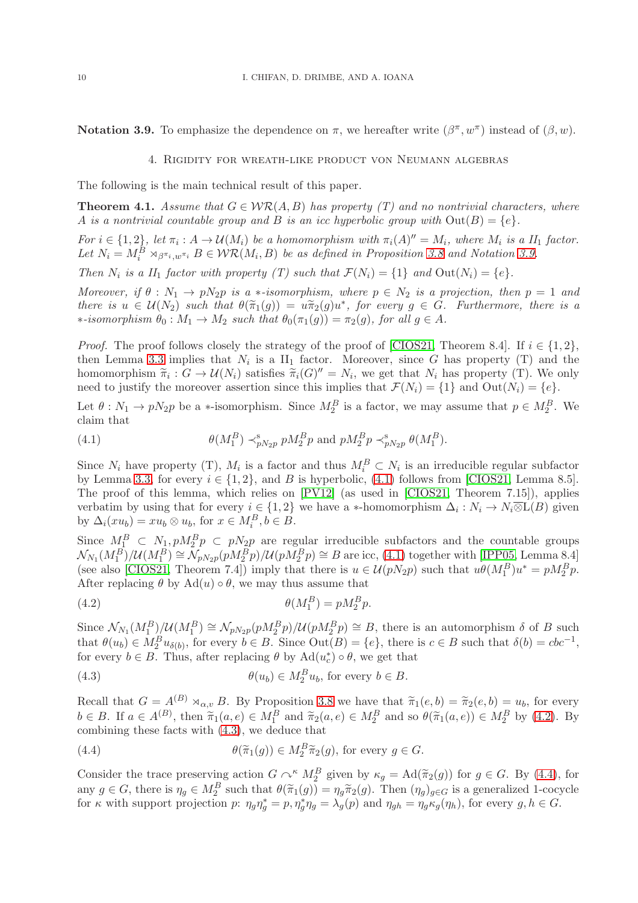**Notation 3.9.** To emphasize the dependence on $\pi$, we hereafter write $(\beta^\pi, w^\pi)$ instead of $(\beta, w)$.

## 4. Rigidity for wreath-like product von Neumann algebras

The following is the main technical result of this paper.

**Theorem 4.1.** *Assume that $G \in \mathcal{WR}(A, B)$ has property (T) and no nontrivial characters, where $A$ is a nontrivial countable group and $B$ is an icc hyperbolic group with $\text{Out}(B) = \{e\}$.*

*For $i \in \{1, 2\}$, let $\pi_i : A \to \mathcal{U}(M_i)$ be a homomorphism with $\pi_i(A)'' = M_i$, where $M_i$ is a II$_1$ factor. Let $N_i = M_i^B \rtimes_{\beta^{\pi_i}, w^{\pi_i}} B \in \mathcal{WR}(M_i, B)$ be as defined in Proposition 3.8 and Notation 3.9.*

*Then $N_i$ is a II$_1$ factor with property (T) such that $\mathcal{F}(N_i) = \{1\}$ and $\text{Out}(N_i) = \{e\}$.*

*Moreover, if $\theta : N_1 \to pN_2p$ is a $*$-isomorphism, where $p \in N_2$ is a projection, then $p = 1$ and there is $u \in \mathcal{U}(N_2)$ such that $\theta(\widetilde{\pi}_1(g)) = u\widetilde{\pi}_2(g)u^*$, for every $g \in G$. Furthermore, there is a $*$-isomorphism $\theta_0 : M_1 \to M_2$ such that $\theta_0(\pi_1(g)) = \pi_2(g)$, for all $g \in A$.*

*Proof.* The proof follows closely the strategy of the proof of [CIOS21, Theorem 8.4]. If $i \in \{1, 2\}$, then Lemma 3.3 implies that $N_i$ is a II$_1$ factor. Moreover, since $G$ has property (T) and the homomorphism $\widetilde{\pi}_i : G \to \mathcal{U}(N_i)$ satisfies $\widetilde{\pi}_i(G)'' = N_i$, we get that $N_i$ has property (T). We only need to justify the moreover assertion since this implies that $\mathcal{F}(N_i) = \{1\}$ and $\text{Out}(N_i) = \{e\}$.

Let $\theta : N_1 \to pN_2p$ be a $*$-isomorphism. Since $M_2^B$ is a factor, we may assume that $p \in M_2^B$. We claim that

$$\theta(M_1^B) \prec^{\text{s}}_{pN_2p} pM_2^Bp \text{ and } pM_2^Bp \prec^{\text{s}}_{pN_2p} \theta(M_1^B). \tag{4.1}$$

Since $N_i$ have property (T), $M_i$ is a factor and thus $M_i^B \subset N_i$ is an irreducible regular subfactor by Lemma 3.3, for every $i \in \{1, 2\}$, and $B$ is hyperbolic, (4.1) follows from [CIOS21, Lemma 8.5]. The proof of this lemma, which relies on [PV12] (as used in [CIOS21, Theorem 7.15]), applies verbatim by using that for every $i \in \{1, 2\}$ we have a $*$-homomorphism $\Delta_i : N_i \to N_i \overline{\otimes} \text{L}(B)$ given by $\Delta_i(xu_b) = xu_b \otimes u_b$, for $x \in M_i^B, b \in B$.

Since $M_1^B \subset N_1, pM_2^Bp \subset pN_2p$ are regular irreducible subfactors and the countable groups $\mathcal{N}_{N_1}(M_1^B)/\mathcal{U}(M_1^B) \cong \mathcal{N}_{pN_2p}(pM_2^Bp)/\mathcal{U}(pM_2^Bp) \cong B$ are icc, (4.1) together with [IPP05, Lemma 8.4] (see also [CIOS21, Theorem 7.4]) imply that there is $u \in \mathcal{U}(pN_2p)$ such that $u\theta(M_1^B)u^* = pM_2^Bp$. After replacing $\theta$ by $\text{Ad}(u) \circ \theta$, we may thus assume that

$$\theta(M_1^B) = pM_2^Bp. \tag{4.2}$$

Since $\mathcal{N}_{N_1}(M_1^B)/\mathcal{U}(M_1^B) \cong \mathcal{N}_{pN_2p}(pM_2^Bp)/\mathcal{U}(pM_2^Bp) \cong B$, there is an automorphism $\delta$ of $B$ such that $\theta(u_b) \in M_2^B u_{\delta(b)}$, for every $b \in B$. Since $\text{Out}(B) = \{e\}$, there is $c \in B$ such that $\delta(b) = cbc^{-1}$, for every $b \in B$. Thus, after replacing $\theta$ by $\text{Ad}(u_c^*) \circ \theta$, we get that

$$\theta(u_b) \in M_2^B u_b, \text{ for every } b \in B. \tag{4.3}$$

Recall that $G = A^{(B)} \rtimes_{\alpha,v} B$. By Proposition 3.8 we have that $\widetilde{\pi}_1(e, b) = \widetilde{\pi}_2(e, b) = u_b$, for every $b \in B$. If $a \in A^{(B)}$, then $\widetilde{\pi}_1(a, e) \in M_1^B$ and $\widetilde{\pi}_2(a, e) \in M_2^B$ and so $\theta(\widetilde{\pi}_1(a, e)) \in M_2^B$ by (4.2). By combining these facts with (4.3), we deduce that

$$\theta(\widetilde{\pi}_1(g)) \in M_2^B \widetilde{\pi}_2(g), \text{ for every } g \in G. \tag{4.4}$$

Consider the trace preserving action $G \curvearrowright^{\kappa} M_2^B$ given by $\kappa_g = \text{Ad}(\widetilde{\pi}_2(g))$ for $g \in G$. By (4.4), for any $g \in G$, there is $\eta_g \in M_2^B$ such that $\theta(\widetilde{\pi}_1(g)) = \eta_g \widetilde{\pi}_2(g)$. Then $(\eta_g)_{g \in G}$ is a generalized 1-cocycle for $\kappa$ with support projection $p$: $\eta_g \eta_g^* = p, \eta_g^* \eta_g = \lambda_g(p)$ and $\eta_{gh} = \eta_g \kappa_g(\eta_h)$, for every $g, h \in G$.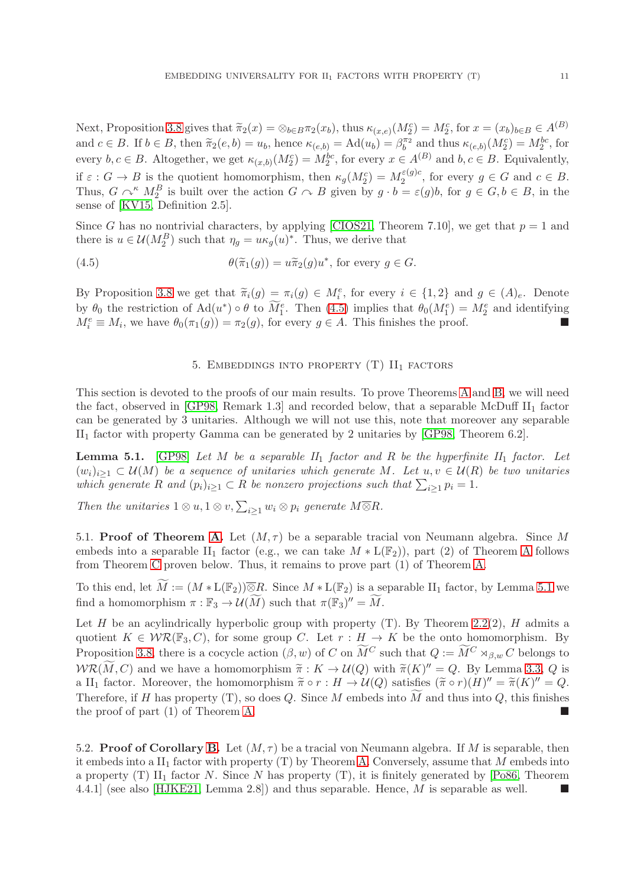Next, Proposition 3.8 gives that $\widetilde{\pi}_2(x) = \otimes_{b\in B}\pi_2(x_b)$, thus $\kappa_{(x,e)}(M_2^c) = M_2^c$, for $x = (x_b)_{b\in B} \in A^{(B)}$ and $c \in B$. If $b \in B$, then $\widetilde{\pi}_2(e, b) = u_b$, hence $\kappa_{(e,b)} = \mathrm{Ad}(u_b) = \beta_b^{\pi_2}$ and thus $\kappa_{(e,b)}(M_2^c) = M_2^{bc}$, for every $b, c \in B$. Altogether, we get $\kappa_{(x,b)}(M_2^c) = M_2^{bc}$, for every $x \in A^{(B)}$ and $b, c \in B$. Equivalently, if $\varepsilon : G \to B$ is the quotient homomorphism, then $\kappa_g(M_2^c) = M_2^{\varepsilon(g)c}$, for every $g \in G$ and $c \in B$. Thus, $G \curvearrowright^{\kappa} M_2^B$ is built over the action $G \curvearrowright B$ given by $g \cdot b = \varepsilon(g)b$, for $g \in G, b \in B$, in the sense of [KV15, Definition 2.5].

Since $G$ has no nontrivial characters, by applying [CIOS21, Theorem 7.10], we get that $p = 1$ and there is $u \in \mathcal{U}(M_2^B)$ such that $\eta_g = u\kappa_g(u)^*$. Thus, we derive that

$$\theta(\widetilde{\pi}_1(g)) = u\widetilde{\pi}_2(g)u^*, \text{ for every } g \in G. \tag{4.5}$$

By Proposition 3.8 we get that $\widetilde{\pi}_i(g) = \pi_i(g) \in M_i^e$, for every $i \in \{1, 2\}$ and $g \in (A)_e$. Denote by $\theta_0$ the restriction of $\mathrm{Ad}(u^*) \circ \theta$ to $\widetilde{M}_1^e$. Then (4.5) implies that $\theta_0(M_1^e) = M_2^e$ and identifying $M_i^e \equiv M_i$, we have $\theta_0(\pi_1(g)) = \pi_2(g)$, for every $g \in A$. This finishes the proof. ■

## 5. Embeddings into property (T) II$_1$ factors

This section is devoted to the proofs of our main results. To prove Theorems A and B, we will need the fact, observed in [GP98, Remark 1.3] and recorded below, that a separable McDuff II$_1$ factor can be generated by 3 unitaries. Although we will not use this, note that moreover any separable II$_1$ factor with property Gamma can be generated by 2 unitaries by [GP98, Theorem 6.2].

**Lemma 5.1.** [GP98] *Let $M$ be a separable II$_1$ factor and $R$ be the hyperfinite II$_1$ factor. Let $(w_i)_{i\geq 1} \subset \mathcal{U}(M)$ be a sequence of unitaries which generate $M$. Let $u, v \in \mathcal{U}(R)$ be two unitaries which generate $R$ and $(p_i)_{i\geq 1} \subset R$ be nonzero projections such that $\sum_{i\geq 1} p_i = 1$.*

*Then the unitaries $1 \otimes u, 1 \otimes v, \sum_{i\geq 1} w_i \otimes p_i$ generate $M\overline{\otimes}R$.*

**5.1. Proof of Theorem A.** Let $(M, \tau)$ be a separable tracial von Neumann algebra. Since $M$ embeds into a separable II$_1$ factor (e.g., we can take $M * \mathrm{L}(\mathbb{F}_2)$), part (2) of Theorem A follows from Theorem C proven below. Thus, it remains to prove part (1) of Theorem A.

To this end, let $\widetilde{M} := (M * \mathrm{L}(\mathbb{F}_2))\overline{\otimes}R$. Since $M * \mathrm{L}(\mathbb{F}_2)$ is a separable II$_1$ factor, by Lemma 5.1 we find a homomorphism $\pi : \mathbb{F}_3 \to \mathcal{U}(\widetilde{M})$ such that $\pi(\mathbb{F}_3)'' = \widetilde{M}$.

Let $H$ be an acylindrically hyperbolic group with property (T). By Theorem 2.2(2), $H$ admits a quotient $K \in \mathcal{WR}(\mathbb{F}_3, C)$, for some group $C$. Let $r : H \to K$ be the onto homomorphism. By Proposition 3.8, there is a cocycle action $(\beta, w)$ of $C$ on $\widetilde{M}^C$ such that $Q := \widetilde{M}^C \rtimes_{\beta,w} C$ belongs to $\mathcal{WR}(\widetilde{M}, C)$ and we have a homomorphism $\widetilde{\pi} : K \to \mathcal{U}(Q)$ with $\widetilde{\pi}(K)'' = Q$. By Lemma 3.3, $Q$ is a II$_1$ factor. Moreover, the homomorphism $\widetilde{\pi} \circ r : H \to \mathcal{U}(Q)$ satisfies $(\widetilde{\pi} \circ r)(H)'' = \widetilde{\pi}(K)'' = Q$. Therefore, if $H$ has property (T), so does $Q$. Since $M$ embeds into $\widetilde{M}$ and thus into $Q$, this finishes the proof of part (1) of Theorem A. ■

**5.2. Proof of Corollary B.** Let $(M, \tau)$ be a tracial von Neumann algebra. If $M$ is separable, then it embeds into a II$_1$ factor with property (T) by Theorem A. Conversely, assume that $M$ embeds into a property (T) II$_1$ factor $N$. Since $N$ has property (T), it is finitely generated by [Po86, Theorem 4.4.1] (see also [HJKE21, Lemma 2.8]) and thus separable. Hence, $M$ is separable as well. ■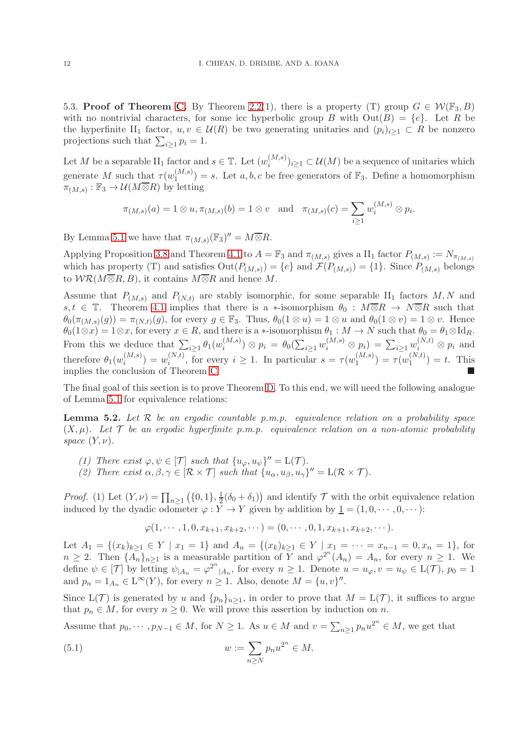5.3. **Proof of Theorem C.** By Theorem 2.2(1), there is a property (T) group $G \in \mathcal{W}(\mathbb{F}_3, B)$ with no nontrivial characters, for some icc hyperbolic group $B$ with $\text{Out}(B) = \{e\}$. Let $R$ be the hyperfinite II$_1$ factor, $u, v \in \mathcal{U}(R)$ be two generating unitaries and $(p_i)_{i\geq 1} \subset R$ be nonzero projections such that $\sum_{i\geq 1} p_i = 1$.

Let $M$ be a separable II$_1$ factor and $s \in \mathbb{T}$. Let $(w_i^{(M,s)})_{i\geq 1} \subset \mathcal{U}(M)$ be a sequence of unitaries which generate $M$ such that $\tau(w_1^{(M,s)}) = s$. Let $a, b, c$ be free generators of $\mathbb{F}_3$. Define a homomorphism $\pi_{(M,s)} : \mathbb{F}_3 \to \mathcal{U}(M\overline{\otimes}R)$ by letting

$$\pi_{(M,s)}(a) = 1 \otimes u, \pi_{(M,s)}(b) = 1 \otimes v \quad \text{and} \quad \pi_{(M,s)}(c) = \sum_{i\geq 1} w_i^{(M,s)} \otimes p_i.$$

By Lemma 5.1 we have that $\pi_{(M,s)}(\mathbb{F}_3)'' = M\overline{\otimes}R$.

Applying Proposition 3.8 and Theorem 4.1 to $A = \mathbb{F}_3$ and $\pi_{(M,s)}$ gives a II$_1$ factor $P_{(M,s)} := N_{\pi_{(M,s)}}$ which has property (T) and satisfies $\text{Out}(P_{(M,s)}) = \{e\}$ and $\mathcal{F}(P_{(M,s)}) = \{1\}$. Since $P_{(M,s)}$ belongs to $\mathcal{WR}(M\overline{\otimes}R, B)$, it contains $M\overline{\otimes}R$ and hence $M$.

Assume that $P_{(M,s)}$ and $P_{(N,t)}$ are stably isomorphic, for some separable II$_1$ factors $M, N$ and $s, t \in \mathbb{T}$. Theorem 4.1 implies that there is a $*$-isomorphism $\theta_0 : M\overline{\otimes}R \to N\overline{\otimes}R$ such that $\theta_0(\pi_{(M,s)}(g)) = \pi_{(N,t)}(g)$, for every $g \in \mathbb{F}_3$. Thus, $\theta_0(1 \otimes u) = 1 \otimes u$ and $\theta_0(1 \otimes v) = 1 \otimes v$. Hence $\theta_0(1 \otimes x) = 1 \otimes x$, for every $x \in R$, and there is a $*$-isomorphism $\theta_1 : M \to N$ such that $\theta_0 = \theta_1 \otimes \text{Id}_R$. From this we deduce that $\sum_{i\geq 1} \theta_1(w_i^{(M,s)}) \otimes p_i = \theta_0(\sum_{i\geq 1} w_i^{(M,s)} \otimes p_i) = \sum_{i\geq 1} w_i^{(N,t)} \otimes p_i$ and therefore $\theta_1(w_i^{(M,s)}) = w_i^{(N,t)}$, for every $i \geq 1$. In particular $s = \tau(w_1^{(M,s)}) = \tau(w_1^{(N,t)}) = t$. This implies the conclusion of Theorem C. ■

The final goal of this section is to prove Theorem D. To this end, we will need the following analogue of Lemma 5.1 for equivalence relations:

**Lemma 5.2.** *Let $\mathcal{R}$ be an ergodic countable p.m.p. equivalence relation on a probability space $(X, \mu)$. Let $\mathcal{T}$ be an ergodic hyperfinite p.m.p. equivalence relation on a non-atomic probability space $(Y, \nu)$.*

1. *There exist $\varphi, \psi \in [\mathcal{T}]$ such that $\{u_\varphi, u_\psi\}'' = \text{L}(\mathcal{T})$.*
2. *There exist $\alpha, \beta, \gamma \in [\mathcal{R} \times \mathcal{T}]$ such that $\{u_\alpha, u_\beta, u_\gamma\}'' = \text{L}(\mathcal{R} \times \mathcal{T})$.*

*Proof.* (1) Let $(Y, \nu) = \prod_{n\geq 1} \left(\{0, 1\}, \frac{1}{2}(\delta_0 + \delta_1)\right)$ and identify $\mathcal{T}$ with the orbit equivalence relation induced by the dyadic odometer $\varphi : Y \to Y$ given by addition by $\underline{1} = (1, 0, \cdots, 0, \cdots)$:

$$\varphi(1, \cdots, 1, 0, x_{k+1}, x_{k+2}, \cdots) = (0, \cdots, 0, 1, x_{k+1}, x_{k+2}, \cdots).$$

Let $A_1 = \{(x_k)_{k\geq 1} \in Y \mid x_1 = 1\}$ and $A_n = \{(x_k)_{k\geq 1} \in Y \mid x_1 = \cdots = x_{n-1} = 0, x_n = 1\}$, for $n \geq 2$. Then $\{A_n\}_{n\geq 1}$ is a measurable partition of $Y$ and $\varphi^{2^n}(A_n) = A_n$, for every $n \geq 1$. We define $\psi \in [\mathcal{T}]$ by letting $\psi_{|A_n} = \varphi^{2^n}{}_{|A_n}$, for every $n \geq 1$. Denote $u = u_\varphi, v = u_\psi \in \text{L}(\mathcal{T})$, $p_0 = 1$ and $p_n = 1_{A_n} \in \text{L}^\infty(Y)$, for every $n \geq 1$. Also, denote $M = \{u, v\}''$.

Since $\text{L}(\mathcal{T})$ is generated by $u$ and $\{p_n\}_{n\geq 1}$, in order to prove that $M = \text{L}(\mathcal{T})$, it suffices to argue that $p_n \in M$, for every $n \geq 0$. We will prove this assertion by induction on $n$.

Assume that $p_0, \cdots, p_{N-1} \in M$, for $N \geq 1$. As $u \in M$ and $v = \sum_{n\geq 1} p_n u^{2^n} \in M$, we get that

$$w := \sum_{n\geq N} p_n u^{2^n} \in M. \tag{5.1}$$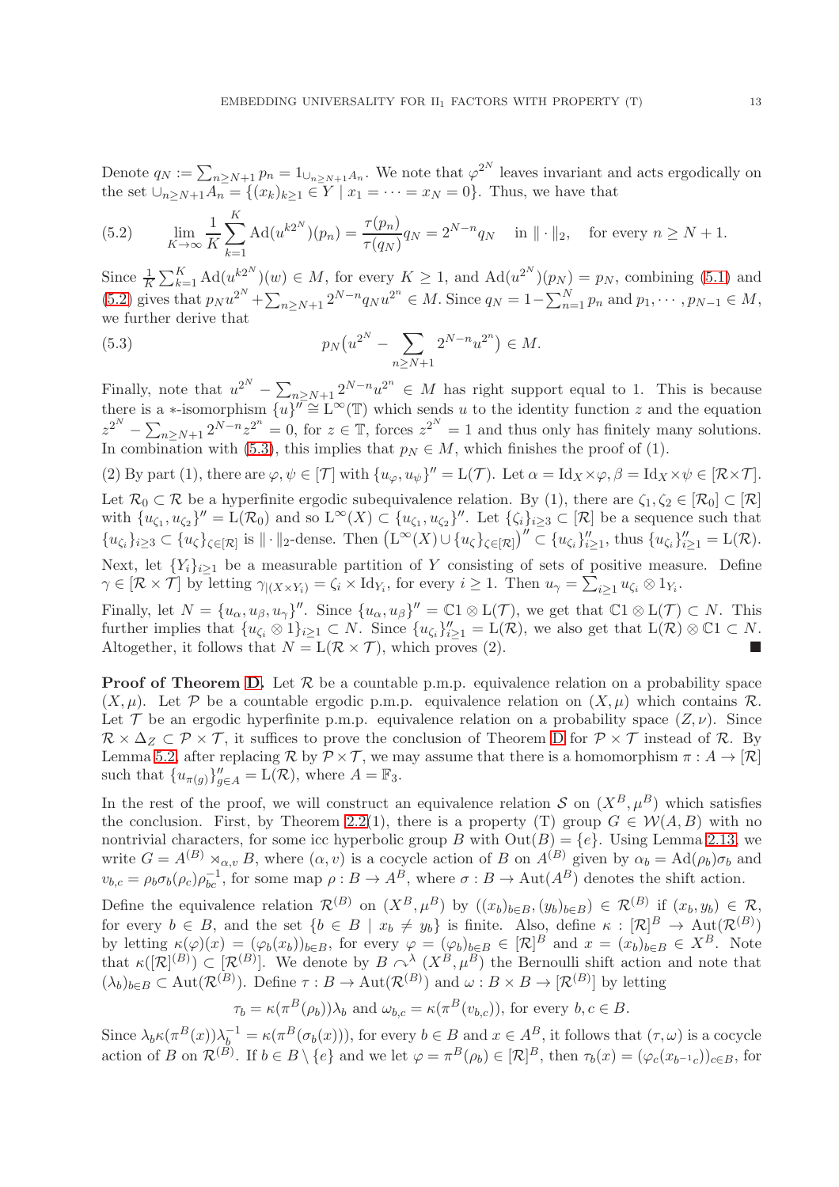Denote $q_N := \sum_{n\geq N+1} p_n = 1_{\cup_{n\geq N+1} A_n}$. We note that $\varphi^{2^N}$ leaves invariant and acts ergodically on the set $\cup_{n\geq N+1} A_n = \{(x_k)_{k\geq 1} \in Y \mid x_1 = \cdots = x_N = 0\}$. Thus, we have that

$$\lim_{K\to\infty} \frac{1}{K}\sum_{k=1}^{K} \mathrm{Ad}(u^{k2^N})(p_n) = \frac{\tau(p_n)}{\tau(q_N)} q_N = 2^{N-n} q_N \quad \text{in } \|\cdot\|_2, \quad \text{for every } n \geq N+1. \tag{5.2}$$

Since $\frac{1}{K}\sum_{k=1}^{K} \mathrm{Ad}(u^{k2^N})(w) \in M$, for every $K \geq 1$, and $\mathrm{Ad}(u^{2^N})(p_N) = p_N$, combining (5.1) and (5.2) gives that $p_N u^{2^N} + \sum_{n\geq N+1} 2^{N-n} q_N u^{2^n} \in M$. Since $q_N = 1 - \sum_{n=1}^{N} p_n$ and $p_1, \cdots, p_{N-1} \in M$, we further derive that

$$p_N\big(u^{2^N} - \sum_{n\geq N+1} 2^{N-n} u^{2^n}\big) \in M. \tag{5.3}$$

Finally, note that $u^{2^N} - \sum_{n\geq N+1} 2^{N-n} u^{2^n} \in M$ has right support equal to 1. This is because there is a $*$-isomorphism $\{u\}'' \cong \mathrm{L}^\infty(\mathbb{T})$ which sends $u$ to the identity function $z$ and the equation $z^{2^N} - \sum_{n\geq N+1} 2^{N-n} z^{2^n} = 0$, for $z \in \mathbb{T}$, forces $z^{2^N} = 1$ and thus only has finitely many solutions. In combination with (5.3), this implies that $p_N \in M$, which finishes the proof of (1).

(2) By part (1), there are $\varphi, \psi \in [\mathcal{T}]$ with $\{u_\varphi, u_\psi\}'' = \mathrm{L}(\mathcal{T})$. Let $\alpha = \mathrm{Id}_X \times \varphi, \beta = \mathrm{Id}_X \times \psi \in [\mathcal{R}\times\mathcal{T}]$. Let $\mathcal{R}_0 \subset \mathcal{R}$ be a hyperfinite ergodic subequivalence relation. By (1), there are $\zeta_1, \zeta_2 \in [\mathcal{R}_0] \subset [\mathcal{R}]$ with $\{u_{\zeta_1}, u_{\zeta_2}\}'' = \mathrm{L}(\mathcal{R}_0)$ and so $\mathrm{L}^\infty(X) \subset \{u_{\zeta_1}, u_{\zeta_2}\}''$. Let $\{\zeta_i\}_{i\geq 3} \subset [\mathcal{R}]$ be a sequence such that $\{u_{\zeta_i}\}_{i\geq 3} \subset \{u_\zeta\}_{\zeta\in[\mathcal{R}]}$ is $\|\cdot\|_2$-dense. Then $\big(\mathrm{L}^\infty(X) \cup \{u_\zeta\}_{\zeta\in[\mathcal{R}]}\big)'' \subset \{u_{\zeta_i}\}''_{i\geq 1}$, thus $\{u_{\zeta_i}\}''_{i\geq 1} = \mathrm{L}(\mathcal{R})$.

Next, let $\{Y_i\}_{i\geq 1}$ be a measurable partition of $Y$ consisting of sets of positive measure. Define $\gamma \in [\mathcal{R}\times\mathcal{T}]$ by letting $\gamma_{|(X\times Y_i)} = \zeta_i \times \mathrm{Id}_{Y_i}$, for every $i \geq 1$. Then $u_\gamma = \sum_{i\geq 1} u_{\zeta_i} \otimes 1_{Y_i}$.

Finally, let $N = \{u_\alpha, u_\beta, u_\gamma\}''$. Since $\{u_\alpha, u_\beta\}'' = \mathbb{C}1 \otimes \mathrm{L}(\mathcal{T})$, we get that $\mathbb{C}1 \otimes \mathrm{L}(\mathcal{T}) \subset N$. This further implies that $\{u_{\zeta_i} \otimes 1\}_{i\geq 1} \subset N$. Since $\{u_{\zeta_i}\}''_{i\geq 1} = \mathrm{L}(\mathcal{R})$, we also get that $\mathrm{L}(\mathcal{R}) \otimes \mathbb{C}1 \subset N$. Altogether, it follows that $N = \mathrm{L}(\mathcal{R}\times\mathcal{T})$, which proves (2). ■

**Proof of Theorem D.** Let $\mathcal{R}$ be a countable p.m.p. equivalence relation on a probability space $(X,\mu)$. Let $\mathcal{P}$ be a countable ergodic p.m.p. equivalence relation on $(X,\mu)$ which contains $\mathcal{R}$. Let $\mathcal{T}$ be an ergodic hyperfinite p.m.p. equivalence relation on a probability space $(Z,\nu)$. Since $\mathcal{R}\times\Delta_Z \subset \mathcal{P}\times\mathcal{T}$, it suffices to prove the conclusion of Theorem D for $\mathcal{P}\times\mathcal{T}$ instead of $\mathcal{R}$. By Lemma 5.2, after replacing $\mathcal{R}$ by $\mathcal{P}\times\mathcal{T}$, we may assume that there is a homomorphism $\pi : A \to [\mathcal{R}]$ such that $\{u_{\pi(g)}\}''_{g\in A} = \mathrm{L}(\mathcal{R})$, where $A = \mathbb{F}_3$.

In the rest of the proof, we will construct an equivalence relation $\mathcal{S}$ on $(X^B, \mu^B)$ which satisfies the conclusion. First, by Theorem 2.2(1), there is a property (T) group $G \in \mathcal{W}(A,B)$ with no nontrivial characters, for some icc hyperbolic group $B$ with $\mathrm{Out}(B) = \{e\}$. Using Lemma 2.13, we write $G = A^{(B)} \rtimes_{\alpha,v} B$, where $(\alpha, v)$ is a cocycle action of $B$ on $A^{(B)}$ given by $\alpha_b = \mathrm{Ad}(\rho_b)\sigma_b$ and $v_{b,c} = \rho_b\sigma_b(\rho_c)\rho_{bc}^{-1}$, for some map $\rho : B \to A^B$, where $\sigma : B \to \mathrm{Aut}(A^B)$ denotes the shift action.

Define the equivalence relation $\mathcal{R}^{(B)}$ on $(X^B, \mu^B)$ by $((x_b)_{b\in B}, (y_b)_{b\in B}) \in \mathcal{R}^{(B)}$ if $(x_b, y_b) \in \mathcal{R}$, for every $b \in B$, and the set $\{b \in B \mid x_b \neq y_b\}$ is finite. Also, define $\kappa : [\mathcal{R}]^B \to \mathrm{Aut}(\mathcal{R}^{(B)})$ by letting $\kappa(\varphi)(x) = (\varphi_b(x_b))_{b\in B}$, for every $\varphi = (\varphi_b)_{b\in B} \in [\mathcal{R}]^B$ and $x = (x_b)_{b\in B} \in X^B$. Note that $\kappa([\mathcal{R}]^{(B)}) \subset [\mathcal{R}^{(B)}]$. We denote by $B \curvearrowright^{\lambda} (X^B, \mu^B)$ the Bernoulli shift action and note that $(\lambda_b)_{b\in B} \subset \mathrm{Aut}(\mathcal{R}^{(B)})$. Define $\tau : B \to \mathrm{Aut}(\mathcal{R}^{(B)})$ and $\omega : B\times B \to [\mathcal{R}^{(B)}]$ by letting

$$\tau_b = \kappa(\pi^B(\rho_b))\lambda_b \text{ and } \omega_{b,c} = \kappa(\pi^B(v_{b,c})), \text{ for every } b, c \in B.$$

Since $\lambda_b\kappa(\pi^B(x))\lambda_b^{-1} = \kappa(\pi^B(\sigma_b(x)))$, for every $b \in B$ and $x \in A^B$, it follows that $(\tau, \omega)$ is a cocycle action of $B$ on $\mathcal{R}^{(B)}$. If $b \in B \setminus \{e\}$ and we let $\varphi = \pi^B(\rho_b) \in [\mathcal{R}]^B$, then $\tau_b(x) = (\varphi_c(x_{b^{-1}c}))_{c\in B}$, for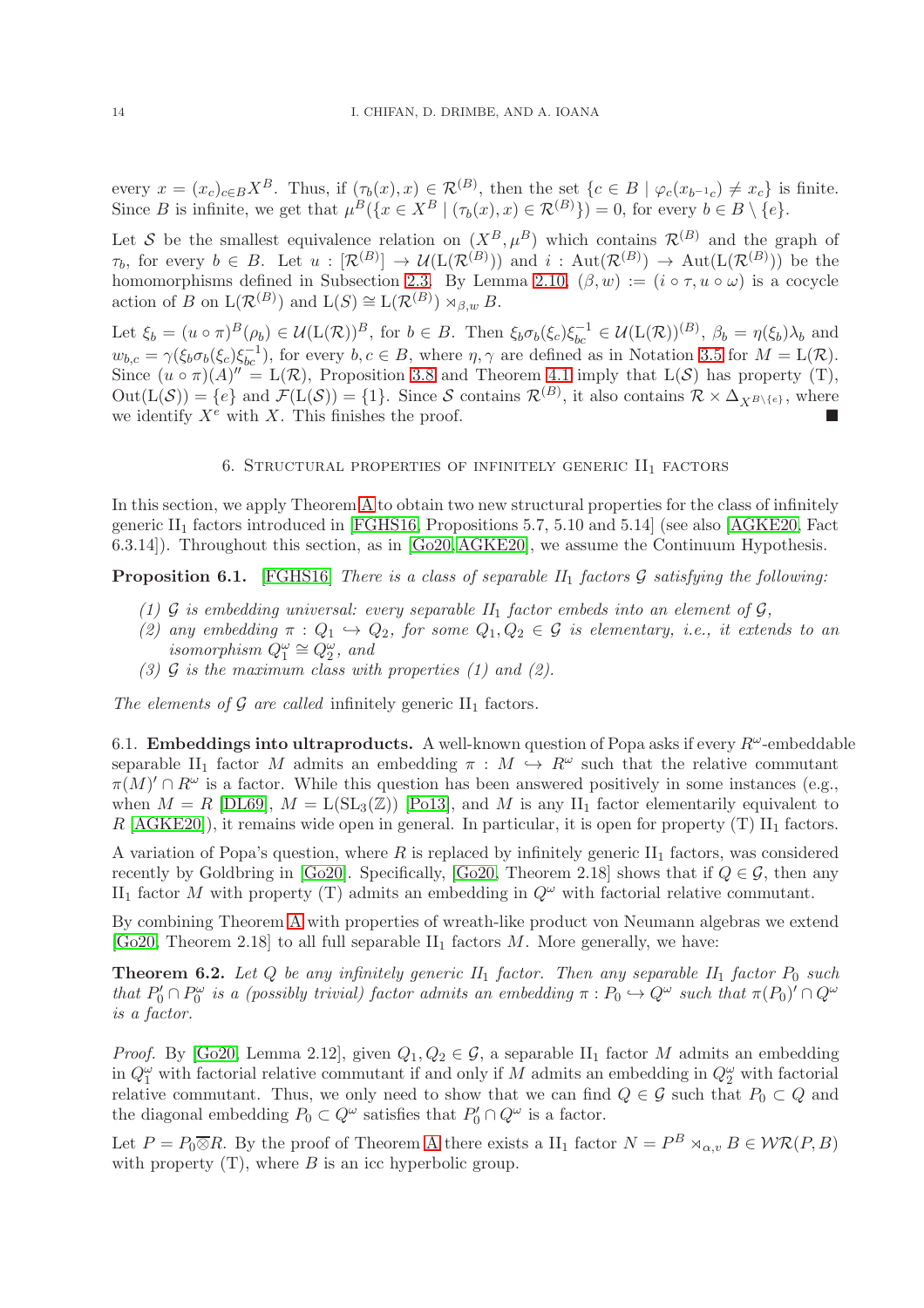every $x = (x_c)_{c\in B} X^B$. Thus, if $(\tau_b(x), x) \in \mathcal{R}^{(B)}$, then the set $\{c \in B \mid \varphi_c(x_{b^{-1}c}) \neq x_c\}$ is finite. Since $B$ is infinite, we get that $\mu^B(\{x \in X^B \mid (\tau_b(x), x) \in \mathcal{R}^{(B)}\}) = 0$, for every $b \in B \setminus \{e\}$.

Let $\mathcal{S}$ be the smallest equivalence relation on $(X^B, \mu^B)$ which contains $\mathcal{R}^{(B)}$ and the graph of $\tau_b$, for every $b \in B$. Let $u : [\mathcal{R}^{(B)}] \to \mathcal{U}(\mathrm{L}(\mathcal{R}^{(B)}))$ and $i : \mathrm{Aut}(\mathcal{R}^{(B)}) \to \mathrm{Aut}(\mathrm{L}(\mathcal{R}^{(B)}))$ be the homomorphisms defined in Subsection 2.3. By Lemma 2.10, $(\beta, w) := (i \circ \tau, u \circ \omega)$ is a cocycle action of $B$ on $\mathrm{L}(\mathcal{R}^{(B)})$ and $\mathrm{L}(S) \cong \mathrm{L}(\mathcal{R}^{(B)}) \rtimes_{\beta,w} B$.

Let $\xi_b = (u \circ \pi)^B(\rho_b) \in \mathcal{U}(\mathrm{L}(\mathcal{R}))^B$, for $b \in B$. Then $\xi_b\sigma_b(\xi_c)\xi_{bc}^{-1} \in \mathcal{U}(\mathrm{L}(\mathcal{R}))^{(B)}$, $\beta_b = \eta(\xi_b)\lambda_b$ and $w_{b,c} = \gamma(\xi_b\sigma_b(\xi_c)\xi_{bc}^{-1})$, for every $b, c \in B$, where $\eta, \gamma$ are defined as in Notation 3.5 for $M = \mathrm{L}(\mathcal{R})$. Since $(u \circ \pi)(A)'' = \mathrm{L}(\mathcal{R})$, Proposition 3.8 and Theorem 4.1 imply that $\mathrm{L}(\mathcal{S})$ has property (T), $\mathrm{Out}(\mathrm{L}(\mathcal{S})) = \{e\}$ and $\mathcal{F}(\mathrm{L}(\mathcal{S})) = \{1\}$. Since $\mathcal{S}$ contains $\mathcal{R}^{(B)}$, it also contains $\mathcal{R} \times \Delta_{X^{B\setminus\{e\}}}$, where we identify $X^e$ with $X$. This finishes the proof. ■

## 6. Structural properties of infinitely generic II$_1$ factors

In this section, we apply Theorem A to obtain two new structural properties for the class of infinitely generic II$_1$ factors introduced in [FGHS16, Propositions 5.7, 5.10 and 5.14] (see also [AGKE20, Fact 6.3.14]). Throughout this section, as in [Go20, AGKE20], we assume the Continuum Hypothesis.

**Proposition 6.1.** [FGHS16] *There is a class of separable II$_1$ factors $\mathcal{G}$ satisfying the following:*

*(1) $\mathcal{G}$ is embedding universal: every separable II$_1$ factor embeds into an element of $\mathcal{G}$,*

*(2) any embedding $\pi : Q_1 \hookrightarrow Q_2$, for some $Q_1, Q_2 \in \mathcal{G}$ is elementary, i.e., it extends to an isomorphism $Q_1^\omega \cong Q_2^\omega$, and*

*(3) $\mathcal{G}$ is the maximum class with properties (1) and (2).*

*The elements of $\mathcal{G}$ are called* infinitely generic II$_1$ factors*.*

6.1. **Embeddings into ultraproducts.** A well-known question of Popa asks if every $R^\omega$-embeddable separable II$_1$ factor $M$ admits an embedding $\pi : M \hookrightarrow R^\omega$ such that the relative commutant $\pi(M)' \cap R^\omega$ is a factor. While this question has been answered positively in some instances (e.g., when $M = R$ [DL69], $M = \mathrm{L}(\mathrm{SL}_3(\mathbb{Z}))$ [Po13], and $M$ is any II$_1$ factor elementarily equivalent to $R$ [AGKE20]), it remains wide open in general. In particular, it is open for property (T) II$_1$ factors.

A variation of Popa's question, where $R$ is replaced by infinitely generic II$_1$ factors, was considered recently by Goldbring in [Go20]. Specifically, [Go20, Theorem 2.18] shows that if $Q \in \mathcal{G}$, then any II$_1$ factor $M$ with property (T) admits an embedding in $Q^\omega$ with factorial relative commutant.

By combining Theorem A with properties of wreath-like product von Neumann algebras we extend [Go20, Theorem 2.18] to all full separable II$_1$ factors $M$. More generally, we have:

**Theorem 6.2.** *Let $Q$ be any infinitely generic II$_1$ factor. Then any separable II$_1$ factor $P_0$ such that $P_0' \cap P_0^\omega$ is a (possibly trivial) factor admits an embedding $\pi : P_0 \hookrightarrow Q^\omega$ such that $\pi(P_0)' \cap Q^\omega$ is a factor.*

*Proof.* By [Go20, Lemma 2.12], given $Q_1, Q_2 \in \mathcal{G}$, a separable II$_1$ factor $M$ admits an embedding in $Q_1^\omega$ with factorial relative commutant if and only if $M$ admits an embedding in $Q_2^\omega$ with factorial relative commutant. Thus, we only need to show that we can find $Q \in \mathcal{G}$ such that $P_0 \subset Q$ and the diagonal embedding $P_0 \subset Q^\omega$ satisfies that $P_0' \cap Q^\omega$ is a factor.

Let $P = P_0 \overline{\otimes} R$. By the proof of Theorem A there exists a II$_1$ factor $N = P^B \rtimes_{\alpha,v} B \in \mathcal{WR}(P, B)$ with property (T), where $B$ is an icc hyperbolic group.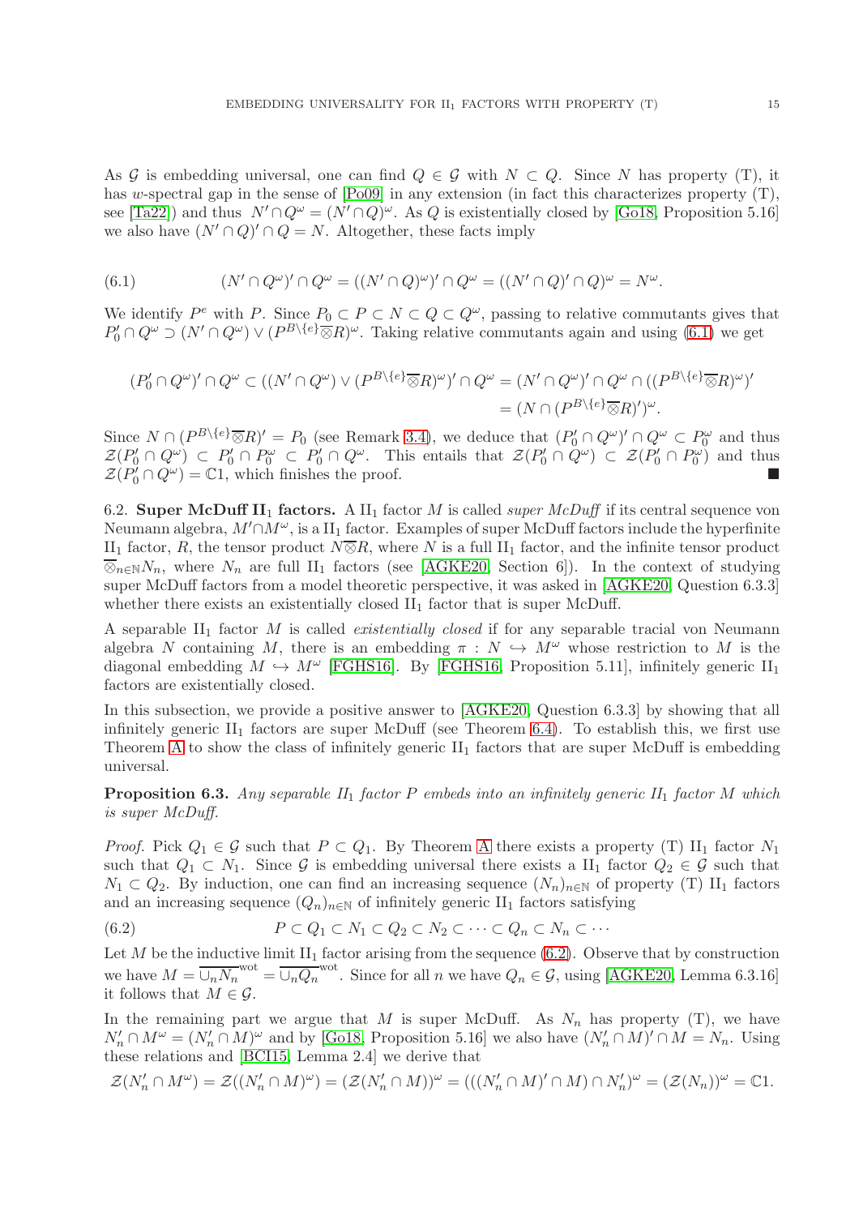As $\mathcal{G}$ is embedding universal, one can find $Q \in \mathcal{G}$ with $N \subset Q$. Since $N$ has property (T), it has $w$-spectral gap in the sense of [Po09] in any extension (in fact this characterizes property (T), see [Ta22]) and thus $N' \cap Q^\omega = (N' \cap Q)^\omega$. As $Q$ is existentially closed by [Go18, Proposition 5.16] we also have $(N' \cap Q)' \cap Q = N$. Altogether, these facts imply

$$(N' \cap Q^\omega)' \cap Q^\omega = ((N' \cap Q)^\omega)' \cap Q^\omega = ((N' \cap Q)' \cap Q)^\omega = N^\omega. \tag{6.1}$$

We identify $P^e$ with $P$. Since $P_0 \subset P \subset N \subset Q \subset Q^\omega$, passing to relative commutants gives that $P_0' \cap Q^\omega \supset (N' \cap Q^\omega) \vee (P^{B\setminus\{e\}} \overline{\otimes} R)^\omega$. Taking relative commutants again and using (6.1) we get

$$\begin{aligned}(P_0' \cap Q^\omega)' \cap Q^\omega \subset ((N' \cap Q^\omega) \vee (P^{B\setminus\{e\}} \overline{\otimes} R)^\omega)' \cap Q^\omega &= (N' \cap Q^\omega)' \cap Q^\omega \cap ((P^{B\setminus\{e\}} \overline{\otimes} R)^\omega)' \\ &= (N \cap (P^{B\setminus\{e\}} \overline{\otimes} R)')^\omega.\end{aligned}$$

Since $N \cap (P^{B\setminus\{e\}} \overline{\otimes} R)' = P_0$ (see Remark 3.4), we deduce that $(P_0' \cap Q^\omega)' \cap Q^\omega \subset P_0^\omega$ and thus $\mathcal{Z}(P_0' \cap Q^\omega) \subset P_0' \cap P_0^\omega \subset P_0' \cap Q^\omega$. This entails that $\mathcal{Z}(P_0' \cap Q^\omega) \subset \mathcal{Z}(P_0' \cap P_0^\omega)$ and thus $\mathcal{Z}(P_0' \cap Q^\omega) = \mathbb{C}1$, which finishes the proof. ■

6.2. **Super McDuff II$_1$ factors.** A II$_1$ factor $M$ is called *super McDuff* if its central sequence von Neumann algebra, $M' \cap M^\omega$, is a II$_1$ factor. Examples of super McDuff factors include the hyperfinite II$_1$ factor, $R$, the tensor product $N \overline{\otimes} R$, where $N$ is a full II$_1$ factor, and the infinite tensor product $\overline{\otimes}_{n\in\mathbb{N}} N_n$, where $N_n$ are full II$_1$ factors (see [AGKE20, Section 6]). In the context of studying super McDuff factors from a model theoretic perspective, it was asked in [AGKE20, Question 6.3.3] whether there exists an existentially closed II$_1$ factor that is super McDuff.

A separable II$_1$ factor $M$ is called *existentially closed* if for any separable tracial von Neumann algebra $N$ containing $M$, there is an embedding $\pi : N \hookrightarrow M^\omega$ whose restriction to $M$ is the diagonal embedding $M \hookrightarrow M^\omega$ [FGHS16]. By [FGHS16, Proposition 5.11], infinitely generic II$_1$ factors are existentially closed.

In this subsection, we provide a positive answer to [AGKE20, Question 6.3.3] by showing that all infinitely generic II$_1$ factors are super McDuff (see Theorem 6.4). To establish this, we first use Theorem A to show the class of infinitely generic II$_1$ factors that are super McDuff is embedding universal.

**Proposition 6.3.** *Any separable II$_1$ factor $P$ embeds into an infinitely generic II$_1$ factor $M$ which is super McDuff.*

*Proof.* Pick $Q_1 \in \mathcal{G}$ such that $P \subset Q_1$. By Theorem A there exists a property (T) II$_1$ factor $N_1$ such that $Q_1 \subset N_1$. Since $\mathcal{G}$ is embedding universal there exists a II$_1$ factor $Q_2 \in \mathcal{G}$ such that $N_1 \subset Q_2$. By induction, one can find an increasing sequence $(N_n)_{n\in\mathbb{N}}$ of property (T) II$_1$ factors and an increasing sequence $(Q_n)_{n\in\mathbb{N}}$ of infinitely generic II$_1$ factors satisfying

$$P \subset Q_1 \subset N_1 \subset Q_2 \subset N_2 \subset \cdots \subset Q_n \subset N_n \subset \cdots \tag{6.2}$$

Let $M$ be the inductive limit II$_1$ factor arising from the sequence (6.2). Observe that by construction we have $M = \overline{\cup_n N_n}^{\text{wot}} = \overline{\cup_n Q_n}^{\text{wot}}$. Since for all $n$ we have $Q_n \in \mathcal{G}$, using [AGKE20, Lemma 6.3.16] it follows that $M \in \mathcal{G}$.

In the remaining part we argue that $M$ is super McDuff. As $N_n$ has property (T), we have $N_n' \cap M^\omega = (N_n' \cap M)^\omega$ and by [Go18, Proposition 5.16] we also have $(N_n' \cap M)' \cap M = N_n$. Using these relations and [BCI15, Lemma 2.4] we derive that

$$\mathcal{Z}(N_n' \cap M^\omega) = \mathcal{Z}((N_n' \cap M)^\omega) = (\mathcal{Z}(N_n' \cap M))^\omega = (((N_n' \cap M)' \cap M) \cap N_n')^\omega = (\mathcal{Z}(N_n))^\omega = \mathbb{C}1.$$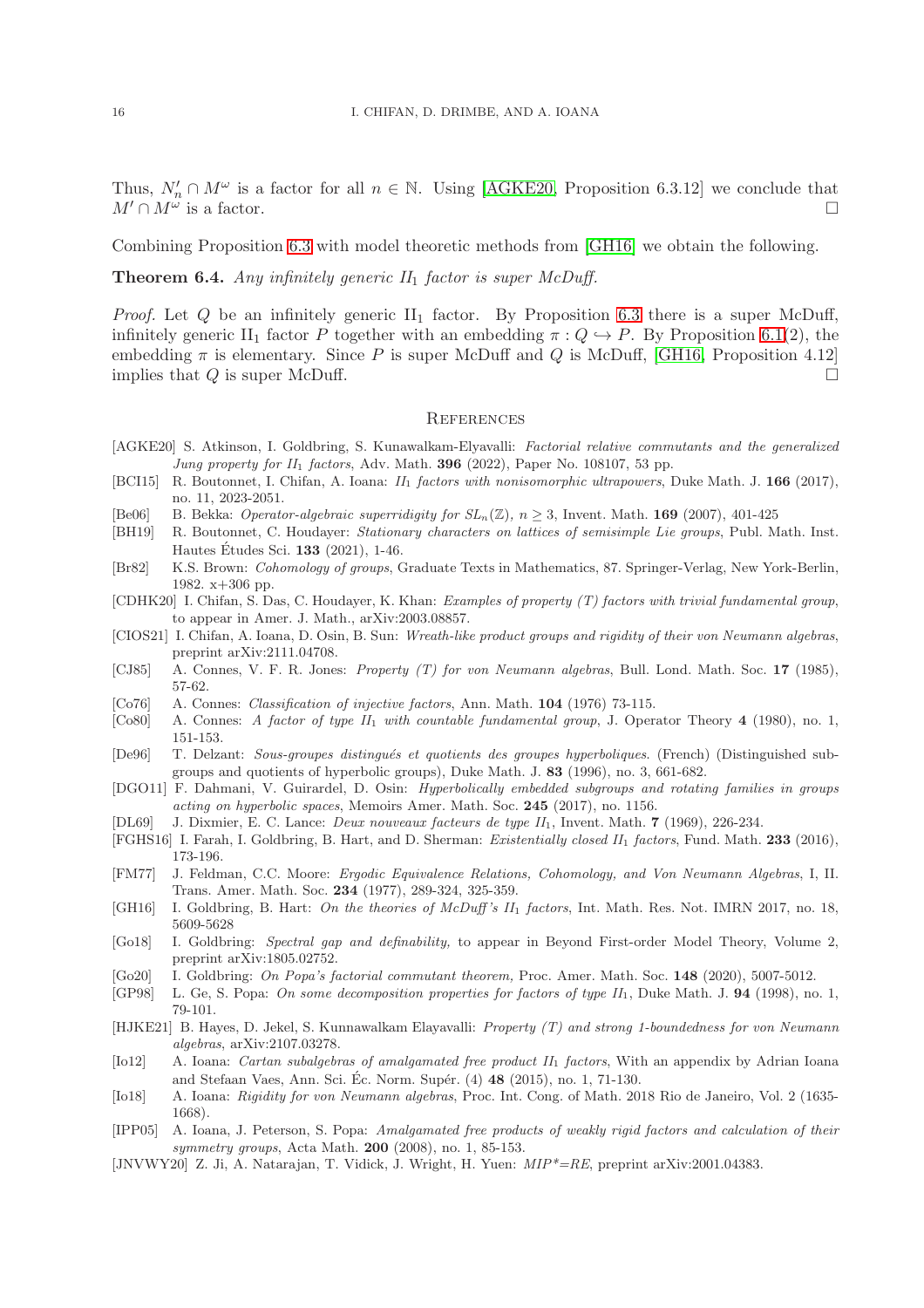Thus, $N_n' \cap M^\omega$ is a factor for all $n \in \mathbb{N}$. Using [AGKE20, Proposition 6.3.12] we conclude that $M' \cap M^\omega$ is a factor. □

Combining Proposition 6.3 with model theoretic methods from [GH16] we obtain the following.

**Theorem 6.4.** *Any infinitely generic $\mathrm{II}_1$ factor is super McDuff.*

*Proof.* Let $Q$ be an infinitely generic $\mathrm{II}_1$ factor. By Proposition 6.3 there is a super McDuff, infinitely generic $\mathrm{II}_1$ factor $P$ together with an embedding $\pi : Q \hookrightarrow P$. By Proposition 6.1(2), the embedding $\pi$ is elementary. Since $P$ is super McDuff and $Q$ is McDuff, [GH16, Proposition 4.12] implies that $Q$ is super McDuff. □

## References

- [AGKE20] S. Atkinson, I. Goldbring, S. Kunawalkam-Elyavalli: *Factorial relative commutants and the generalized Jung property for $\mathrm{II}_1$ factors*, Adv. Math. **396** (2022), Paper No. 108107, 53 pp.
- [BCI15] R. Boutonnet, I. Chifan, A. Ioana: *$\mathrm{II}_1$ factors with nonisomorphic ultrapowers*, Duke Math. J. **166** (2017), no. 11, 2023-2051.
- [Be06] B. Bekka: *Operator-algebraic superridigity for $SL_n(\mathbb{Z})$, $n \geq 3$*, Invent. Math. **169** (2007), 401-425
- [BH19] R. Boutonnet, C. Houdayer: *Stationary characters on lattices of semisimple Lie groups*, Publ. Math. Inst. Hautes Études Sci. **133** (2021), 1-46.
- [Br82] K.S. Brown: *Cohomology of groups*, Graduate Texts in Mathematics, 87. Springer-Verlag, New York-Berlin, 1982. x+306 pp.
- [CDHK20] I. Chifan, S. Das, C. Houdayer, K. Khan: *Examples of property (T) factors with trivial fundamental group*, to appear in Amer. J. Math., arXiv:2003.08857.
- [CIOS21] I. Chifan, A. Ioana, D. Osin, B. Sun: *Wreath-like product groups and rigidity of their von Neumann algebras*, preprint arXiv:2111.04708.
- [CJ85] A. Connes, V. F. R. Jones: *Property (T) for von Neumann algebras*, Bull. Lond. Math. Soc. **17** (1985), 57-62.
- [Co76] A. Connes: *Classification of injective factors*, Ann. Math. **104** (1976) 73-115.
- [Co80] A. Connes: *A factor of type $\mathrm{II}_1$ with countable fundamental group*, J. Operator Theory **4** (1980), no. 1, 151-153.
- [De96] T. Delzant: *Sous-groupes distingués et quotients des groupes hyperboliques.* (French) (Distinguished subgroups and quotients of hyperbolic groups), Duke Math. J. **83** (1996), no. 3, 661-682.
- [DGO11] F. Dahmani, V. Guirardel, D. Osin: *Hyperbolically embedded subgroups and rotating families in groups acting on hyperbolic spaces*, Memoirs Amer. Math. Soc. **245** (2017), no. 1156.
- [DL69] J. Dixmier, E. C. Lance: *Deux nouveaux facteurs de type $\mathrm{II}_1$*, Invent. Math. **7** (1969), 226-234.
- [FGHS16] I. Farah, I. Goldbring, B. Hart, and D. Sherman: *Existentially closed $\mathrm{II}_1$ factors*, Fund. Math. **233** (2016), 173-196.
- [FM77] J. Feldman, C.C. Moore: *Ergodic Equivalence Relations, Cohomology, and Von Neumann Algebras*, I, II. Trans. Amer. Math. Soc. **234** (1977), 289-324, 325-359.
- [GH16] I. Goldbring, B. Hart: *On the theories of McDuff's $\mathrm{II}_1$ factors*, Int. Math. Res. Not. IMRN 2017, no. 18, 5609-5628
- [Go18] I. Goldbring: *Spectral gap and definability,* to appear in Beyond First-order Model Theory, Volume 2, preprint arXiv:1805.02752.
- [Go20] I. Goldbring: *On Popa's factorial commutant theorem,* Proc. Amer. Math. Soc. **148** (2020), 5007-5012.
- [GP98] L. Ge, S. Popa: *On some decomposition properties for factors of type $\mathrm{II}_1$*, Duke Math. J. **94** (1998), no. 1, 79-101.
- [HJKE21] B. Hayes, D. Jekel, S. Kunnawalkam Elayavalli: *Property (T) and strong 1-boundedness for von Neumann algebras*, arXiv:2107.03278.
- [Io12] A. Ioana: *Cartan subalgebras of amalgamated free product $\mathrm{II}_1$ factors*, With an appendix by Adrian Ioana and Stefaan Vaes, Ann. Sci. Éc. Norm. Supér. (4) **48** (2015), no. 1, 71-130.
- [Io18] A. Ioana: *Rigidity for von Neumann algebras*, Proc. Int. Cong. of Math. 2018 Rio de Janeiro, Vol. 2 (1635-1668).
- [IPP05] A. Ioana, J. Peterson, S. Popa: *Amalgamated free products of weakly rigid factors and calculation of their symmetry groups*, Acta Math. **200** (2008), no. 1, 85-153.
- [JNVWY20] Z. Ji, A. Natarajan, T. Vidick, J. Wright, H. Yuen: *MIP\*=RE*, preprint arXiv:2001.04383.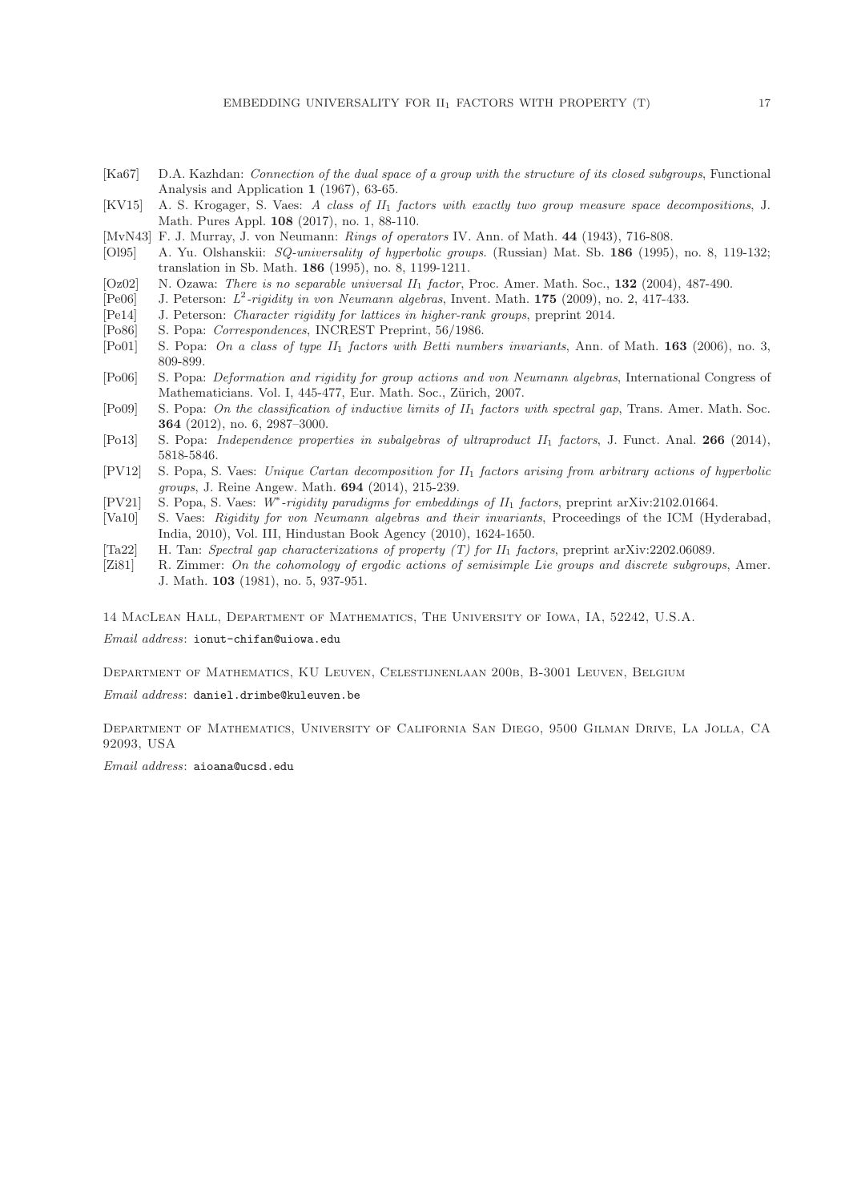- [Ka67] D.A. Kazhdan: *Connection of the dual space of a group with the structure of its closed subgroups*, Functional Analysis and Application **1** (1967), 63-65.
- [KV15] A. S. Krogager, S. Vaes: *A class of $II_1$ factors with exactly two group measure space decompositions*, J. Math. Pures Appl. **108** (2017), no. 1, 88-110.
- [MvN43] F. J. Murray, J. von Neumann: *Rings of operators* IV. Ann. of Math. **44** (1943), 716-808.
- [Ol95] A. Yu. Olshanskii: *SQ-universality of hyperbolic groups*. (Russian) Mat. Sb. **186** (1995), no. 8, 119-132; translation in Sb. Math. **186** (1995), no. 8, 1199-1211.
- [Oz02] N. Ozawa: *There is no separable universal $II_1$ factor*, Proc. Amer. Math. Soc., **132** (2004), 487-490.
- [Pe06] J. Peterson: *$L^2$-rigidity in von Neumann algebras*, Invent. Math. **175** (2009), no. 2, 417-433.
- [Pe14] J. Peterson: *Character rigidity for lattices in higher-rank groups*, preprint 2014.
- [Po86] S. Popa: *Correspondences*, INCREST Preprint, 56/1986.
- [Po01] S. Popa: *On a class of type $II_1$ factors with Betti numbers invariants*, Ann. of Math. **163** (2006), no. 3, 809-899.
- [Po06] S. Popa: *Deformation and rigidity for group actions and von Neumann algebras*, International Congress of Mathematicians. Vol. I, 445-477, Eur. Math. Soc., Zürich, 2007.
- [Po09] S. Popa: *On the classification of inductive limits of $II_1$ factors with spectral gap*, Trans. Amer. Math. Soc. **364** (2012), no. 6, 2987–3000.
- [Po13] S. Popa: *Independence properties in subalgebras of ultraproduct $II_1$ factors*, J. Funct. Anal. **266** (2014), 5818-5846.
- [PV12] S. Popa, S. Vaes: *Unique Cartan decomposition for $II_1$ factors arising from arbitrary actions of hyperbolic groups*, J. Reine Angew. Math. **694** (2014), 215-239.
- [PV21] S. Popa, S. Vaes: *$W^*$-rigidity paradigms for embeddings of $II_1$ factors*, preprint arXiv:2102.01664.
- [Va10] S. Vaes: *Rigidity for von Neumann algebras and their invariants*, Proceedings of the ICM (Hyderabad, India, 2010), Vol. III, Hindustan Book Agency (2010), 1624-1650.
- [Ta22] H. Tan: *Spectral gap characterizations of property (T) for $II_1$ factors*, preprint arXiv:2202.06089.
- [Zi81] R. Zimmer: *On the cohomology of ergodic actions of semisimple Lie groups and discrete subgroups*, Amer. J. Math. **103** (1981), no. 5, 937-951.

14 MacLean Hall, Department of Mathematics, The University of Iowa, IA, 52242, U.S.A.

*Email address*: ionut-chifan@uiowa.edu

Department of Mathematics, KU Leuven, Celestijnenlaan 200b, B-3001 Leuven, Belgium

*Email address*: daniel.drimbe@kuleuven.be

Department of Mathematics, University of California San Diego, 9500 Gilman Drive, La Jolla, CA 92093, USA

*Email address*: aioana@ucsd.edu